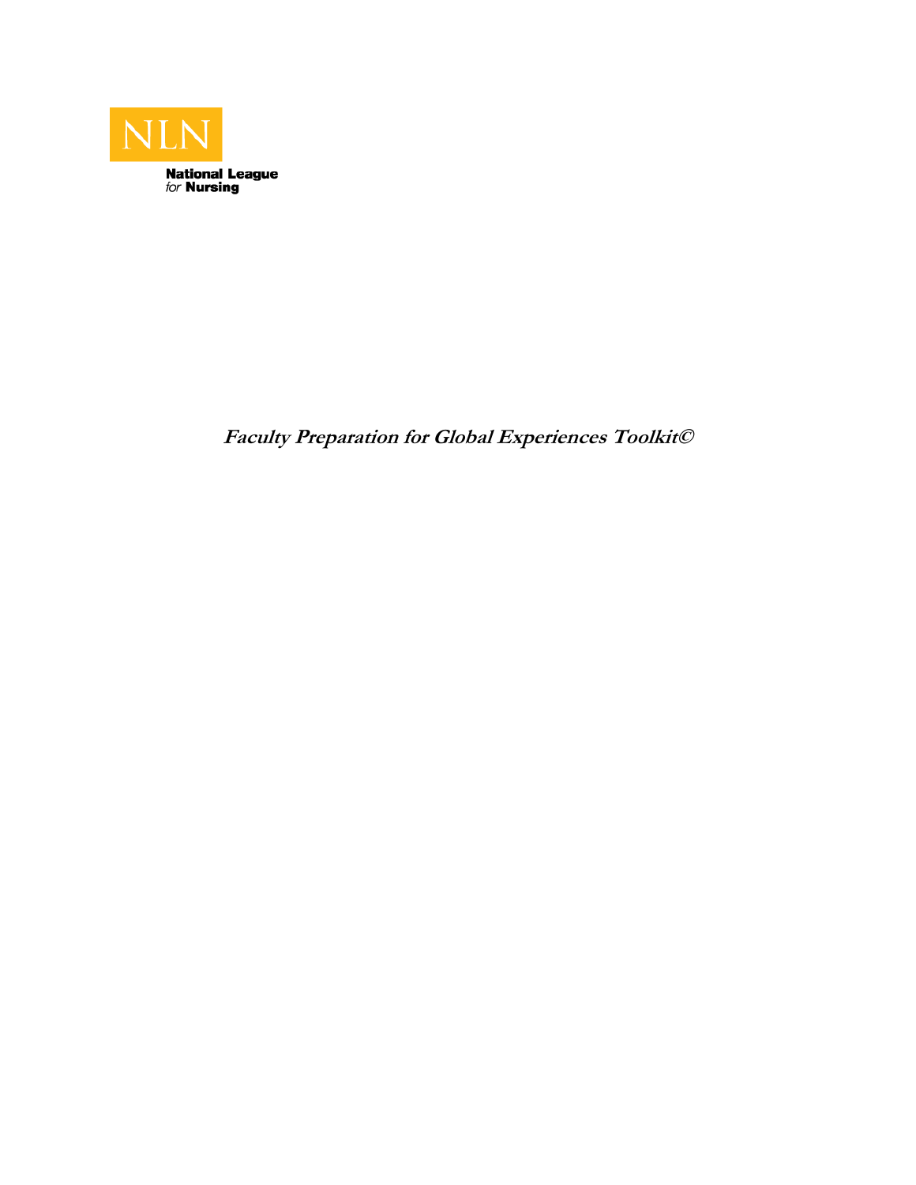NLN

National League
*for* Nursing

***Faculty Preparation for Global Experiences Toolkit©***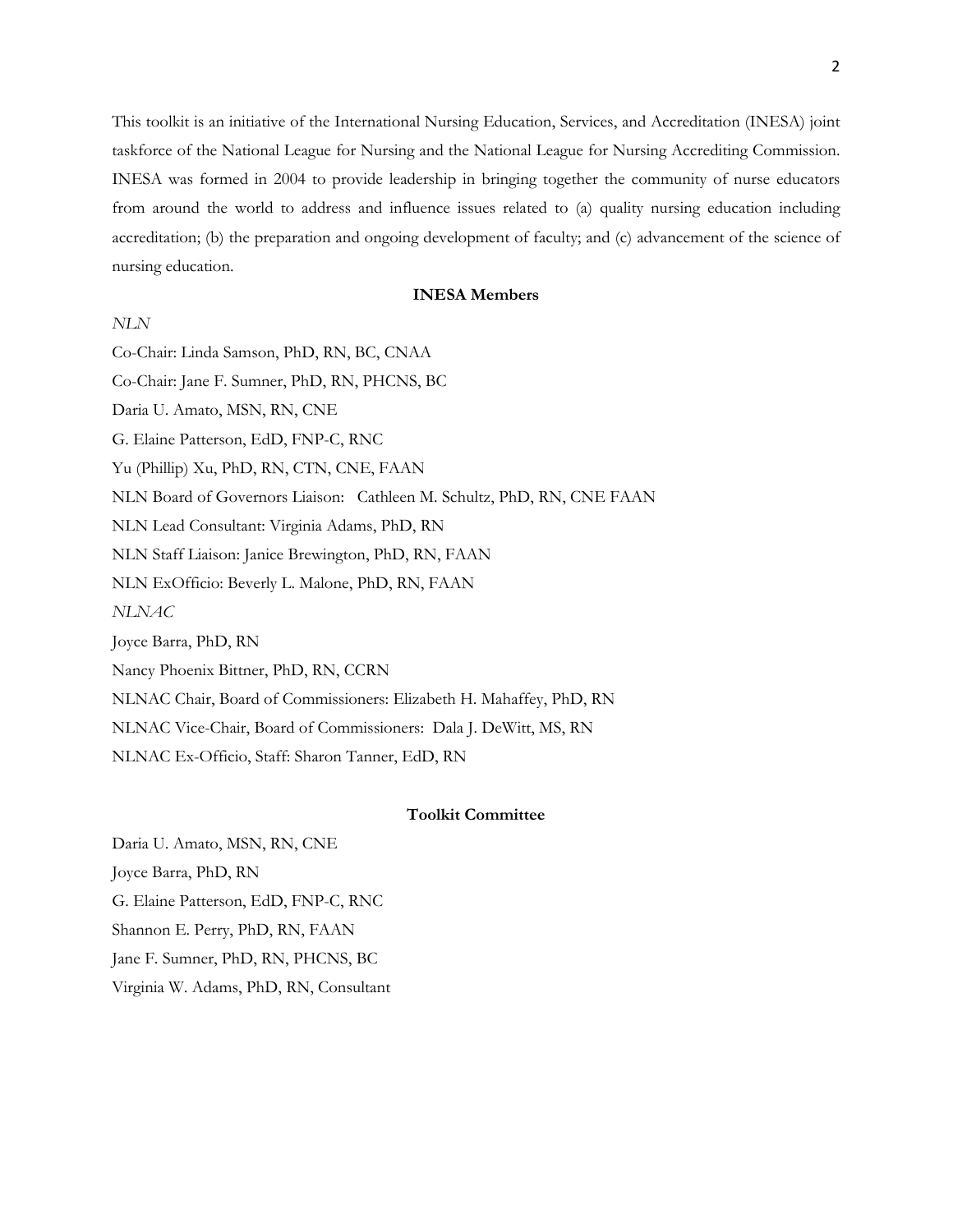This toolkit is an initiative of the International Nursing Education, Services, and Accreditation (INESA) joint taskforce of the National League for Nursing and the National League for Nursing Accrediting Commission. INESA was formed in 2004 to provide leadership in bringing together the community of nurse educators from around the world to address and influence issues related to (a) quality nursing education including accreditation; (b) the preparation and ongoing development of faculty; and (c) advancement of the science of nursing education.

**INESA Members**

*NLN*

Co-Chair: Linda Samson, PhD, RN, BC, CNAA

Co-Chair: Jane F. Sumner, PhD, RN, PHCNS, BC

Daria U. Amato, MSN, RN, CNE

G. Elaine Patterson, EdD, FNP-C, RNC

Yu (Phillip) Xu, PhD, RN, CTN, CNE, FAAN

NLN Board of Governors Liaison: Cathleen M. Schultz, PhD, RN, CNE FAAN

NLN Lead Consultant: Virginia Adams, PhD, RN

NLN Staff Liaison: Janice Brewington, PhD, RN, FAAN

NLN ExOfficio: Beverly L. Malone, PhD, RN, FAAN

*NLNAC*

Joyce Barra, PhD, RN

Nancy Phoenix Bittner, PhD, RN, CCRN

NLNAC Chair, Board of Commissioners: Elizabeth H. Mahaffey, PhD, RN

NLNAC Vice-Chair, Board of Commissioners: Dala J. DeWitt, MS, RN

NLNAC Ex-Officio, Staff: Sharon Tanner, EdD, RN

**Toolkit Committee**

Daria U. Amato, MSN, RN, CNE

Joyce Barra, PhD, RN

G. Elaine Patterson, EdD, FNP-C, RNC

Shannon E. Perry, PhD, RN, FAAN

Jane F. Sumner, PhD, RN, PHCNS, BC

Virginia W. Adams, PhD, RN, Consultant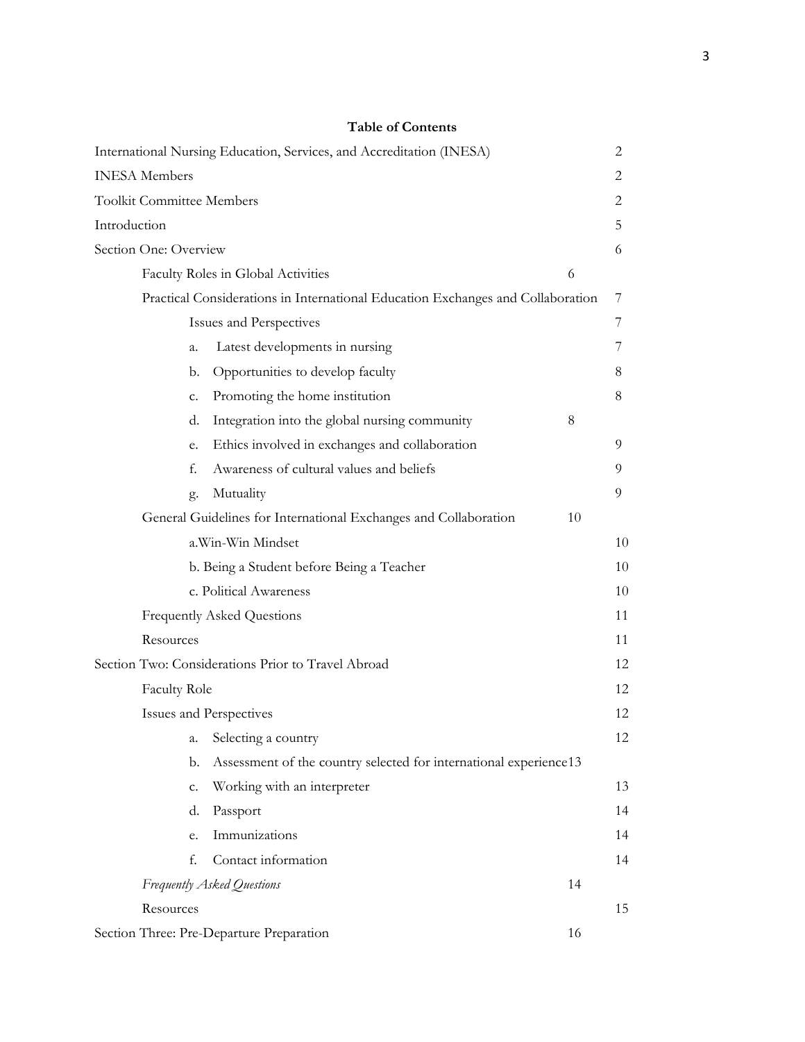**Table of Contents**

| | |
|---|---|
| International Nursing Education, Services, and Accreditation (INESA) | 2 |
| INESA Members | 2 |
| Toolkit Committee Members | 2 |
| Introduction | 5 |
| Section One: Overview | 6 |
| Faculty Roles in Global Activities | 6 |
| Practical Considerations in International Education Exchanges and Collaboration | 7 |
| Issues and Perspectives | 7 |
| a. Latest developments in nursing | 7 |
| b. Opportunities to develop faculty | 8 |
| c. Promoting the home institution | 8 |
| d. Integration into the global nursing community | 8 |
| e. Ethics involved in exchanges and collaboration | 9 |
| f. Awareness of cultural values and beliefs | 9 |
| g. Mutuality | 9 |
| General Guidelines for International Exchanges and Collaboration | 10 |
| a. Win-Win Mindset | 10 |
| b. Being a Student before Being a Teacher | 10 |
| c. Political Awareness | 10 |
| Frequently Asked Questions | 11 |
| Resources | 11 |
| Section Two: Considerations Prior to Travel Abroad | 12 |
| Faculty Role | 12 |
| Issues and Perspectives | 12 |
| a. Selecting a country | 12 |
| b. Assessment of the country selected for international experience | 13 |
| c. Working with an interpreter | 13 |
| d. Passport | 14 |
| e. Immunizations | 14 |
| f. Contact information | 14 |
| *Frequently Asked Questions* | 14 |
| Resources | 15 |
| Section Three: Pre-Departure Preparation | 16 |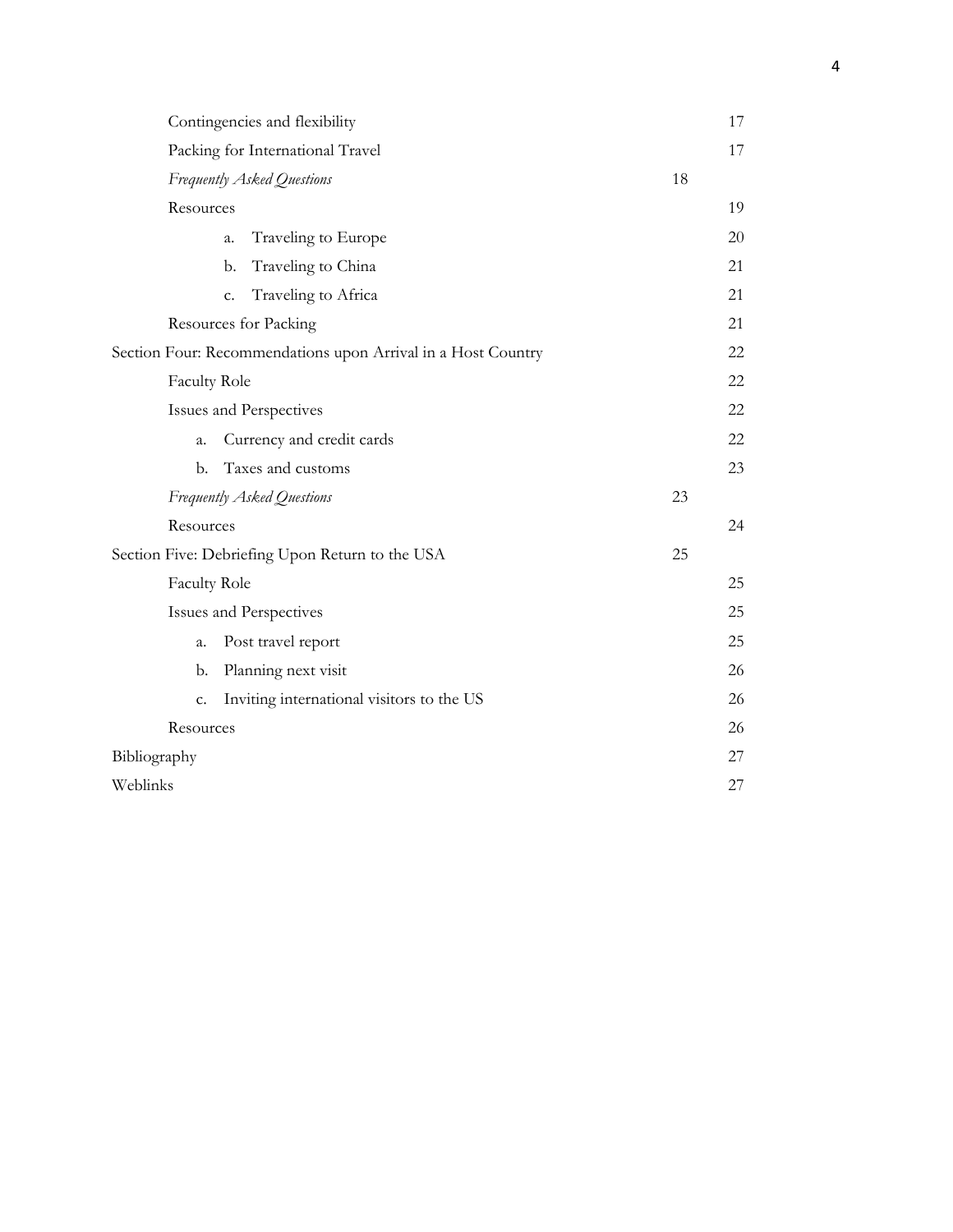| | |
|---|---|
| Contingencies and flexibility | 17 |
| Packing for International Travel | 17 |
| *Frequently Asked Questions* | 18 |
| Resources | 19 |
| a. Traveling to Europe | 20 |
| b. Traveling to China | 21 |
| c. Traveling to Africa | 21 |
| Resources for Packing | 21 |
| Section Four: Recommendations upon Arrival in a Host Country | 22 |
| Faculty Role | 22 |
| Issues and Perspectives | 22 |
| a. Currency and credit cards | 22 |
| b. Taxes and customs | 23 |
| *Frequently Asked Questions* | 23 |
| Resources | 24 |
| Section Five: Debriefing Upon Return to the USA | 25 |
| Faculty Role | 25 |
| Issues and Perspectives | 25 |
| a. Post travel report | 25 |
| b. Planning next visit | 26 |
| c. Inviting international visitors to the US | 26 |
| Resources | 26 |
| Bibliography | 27 |
| Weblinks | 27 |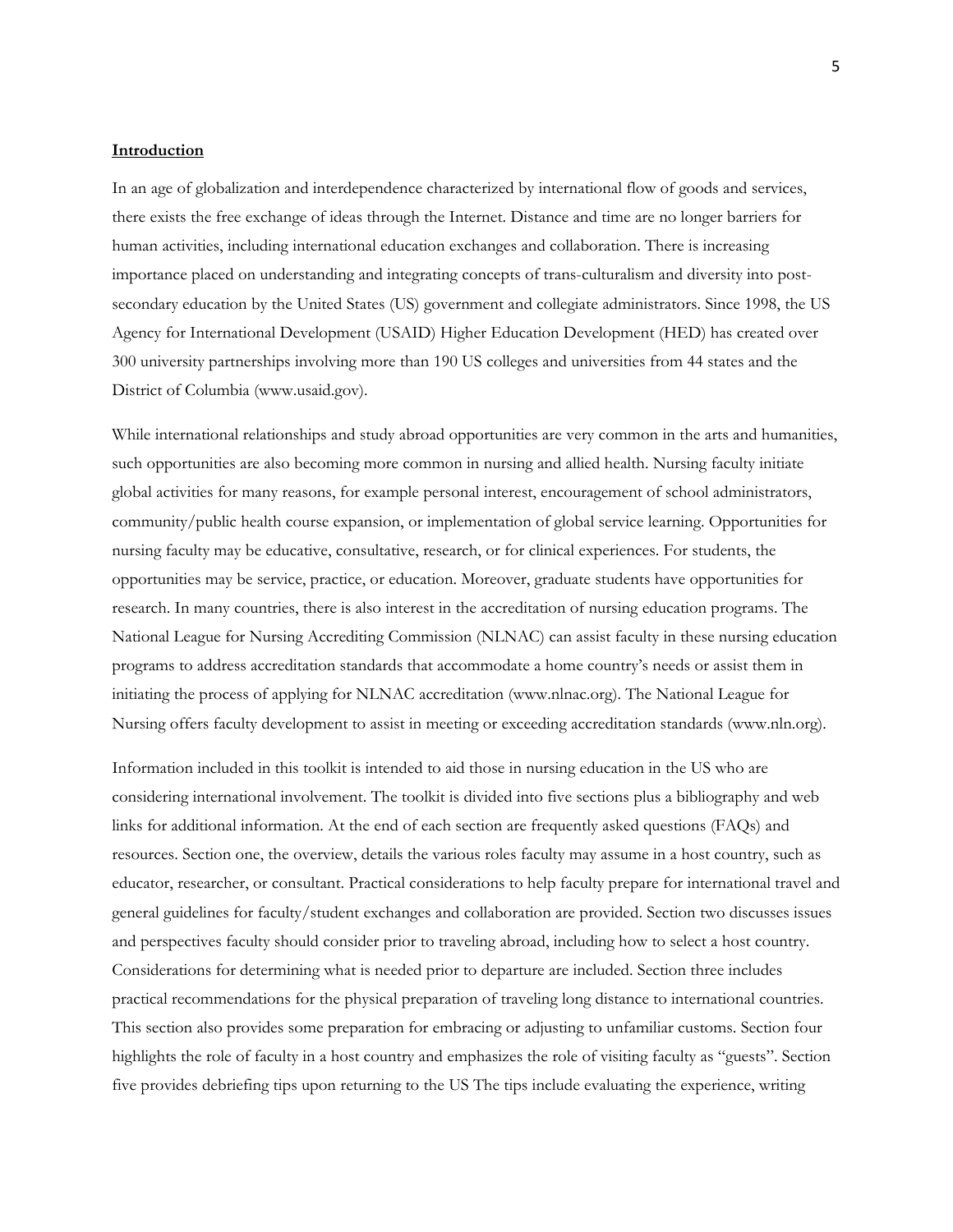## Introduction

In an age of globalization and interdependence characterized by international flow of goods and services, there exists the free exchange of ideas through the Internet. Distance and time are no longer barriers for human activities, including international education exchanges and collaboration. There is increasing importance placed on understanding and integrating concepts of trans-culturalism and diversity into post-secondary education by the United States (US) government and collegiate administrators. Since 1998, the US Agency for International Development (USAID) Higher Education Development (HED) has created over 300 university partnerships involving more than 190 US colleges and universities from 44 states and the District of Columbia (www.usaid.gov).

While international relationships and study abroad opportunities are very common in the arts and humanities, such opportunities are also becoming more common in nursing and allied health. Nursing faculty initiate global activities for many reasons, for example personal interest, encouragement of school administrators, community/public health course expansion, or implementation of global service learning. Opportunities for nursing faculty may be educative, consultative, research, or for clinical experiences. For students, the opportunities may be service, practice, or education. Moreover, graduate students have opportunities for research. In many countries, there is also interest in the accreditation of nursing education programs. The National League for Nursing Accrediting Commission (NLNAC) can assist faculty in these nursing education programs to address accreditation standards that accommodate a home country's needs or assist them in initiating the process of applying for NLNAC accreditation (www.nlnac.org). The National League for Nursing offers faculty development to assist in meeting or exceeding accreditation standards (www.nln.org).

Information included in this toolkit is intended to aid those in nursing education in the US who are considering international involvement. The toolkit is divided into five sections plus a bibliography and web links for additional information. At the end of each section are frequently asked questions (FAQs) and resources. Section one, the overview, details the various roles faculty may assume in a host country, such as educator, researcher, or consultant. Practical considerations to help faculty prepare for international travel and general guidelines for faculty/student exchanges and collaboration are provided. Section two discusses issues and perspectives faculty should consider prior to traveling abroad, including how to select a host country. Considerations for determining what is needed prior to departure are included. Section three includes practical recommendations for the physical preparation of traveling long distance to international countries. This section also provides some preparation for embracing or adjusting to unfamiliar customs. Section four highlights the role of faculty in a host country and emphasizes the role of visiting faculty as "guests". Section five provides debriefing tips upon returning to the US The tips include evaluating the experience, writing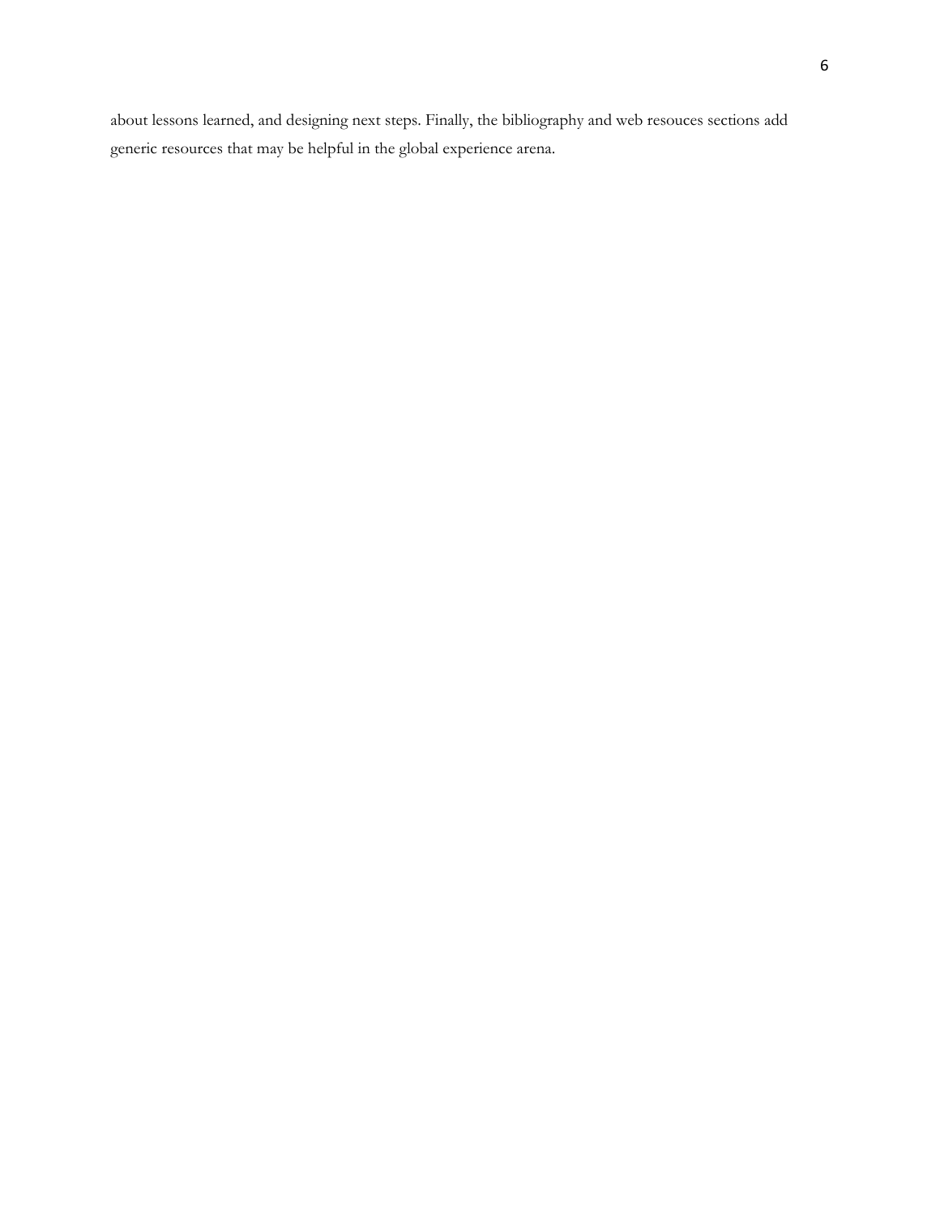about lessons learned, and designing next steps. Finally, the bibliography and web resouces sections add generic resources that may be helpful in the global experience arena.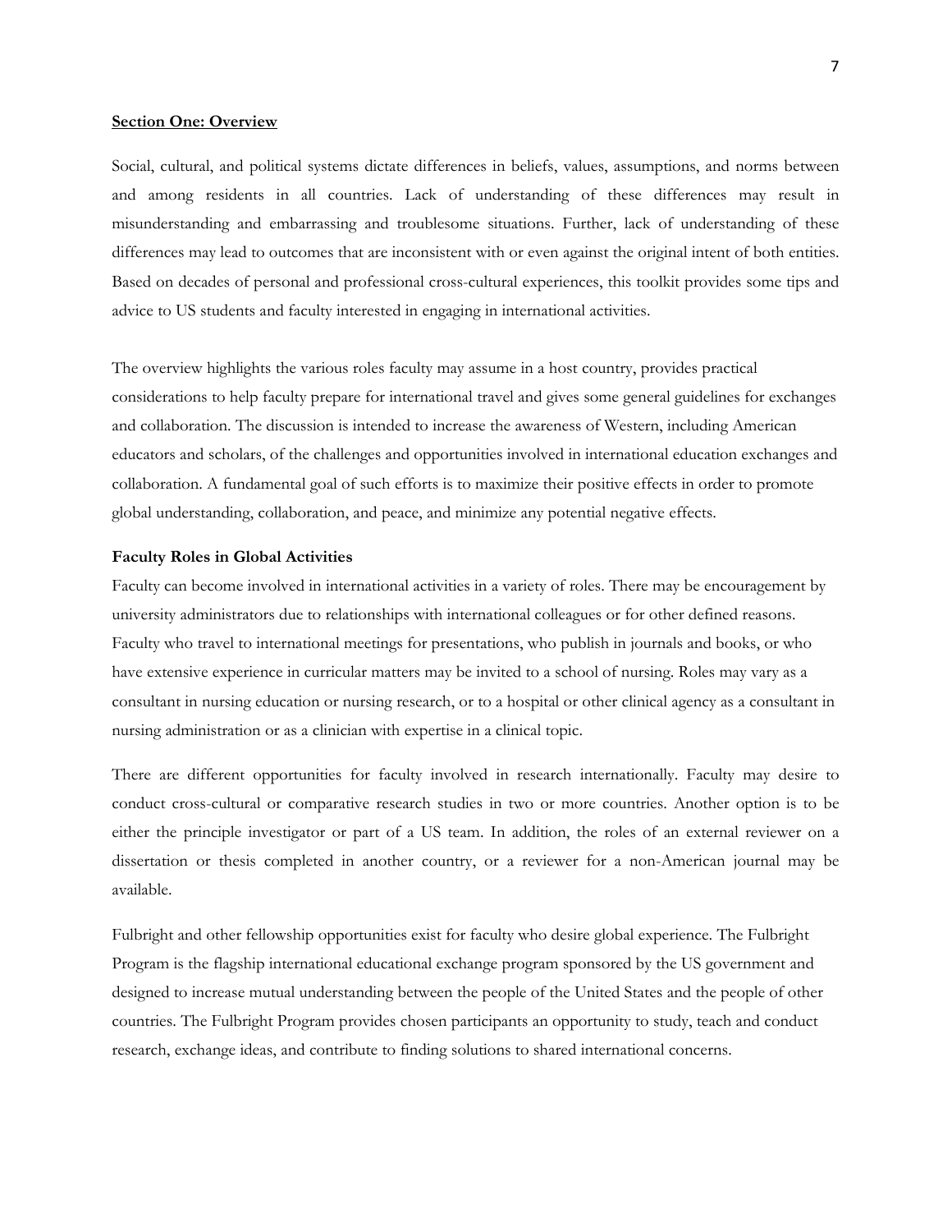## Section One: Overview

Social, cultural, and political systems dictate differences in beliefs, values, assumptions, and norms between and among residents in all countries. Lack of understanding of these differences may result in misunderstanding and embarrassing and troublesome situations. Further, lack of understanding of these differences may lead to outcomes that are inconsistent with or even against the original intent of both entities. Based on decades of personal and professional cross-cultural experiences, this toolkit provides some tips and advice to US students and faculty interested in engaging in international activities.

The overview highlights the various roles faculty may assume in a host country, provides practical considerations to help faculty prepare for international travel and gives some general guidelines for exchanges and collaboration. The discussion is intended to increase the awareness of Western, including American educators and scholars, of the challenges and opportunities involved in international education exchanges and collaboration. A fundamental goal of such efforts is to maximize their positive effects in order to promote global understanding, collaboration, and peace, and minimize any potential negative effects.

### Faculty Roles in Global Activities

Faculty can become involved in international activities in a variety of roles. There may be encouragement by university administrators due to relationships with international colleagues or for other defined reasons. Faculty who travel to international meetings for presentations, who publish in journals and books, or who have extensive experience in curricular matters may be invited to a school of nursing. Roles may vary as a consultant in nursing education or nursing research, or to a hospital or other clinical agency as a consultant in nursing administration or as a clinician with expertise in a clinical topic.

There are different opportunities for faculty involved in research internationally. Faculty may desire to conduct cross-cultural or comparative research studies in two or more countries. Another option is to be either the principle investigator or part of a US team. In addition, the roles of an external reviewer on a dissertation or thesis completed in another country, or a reviewer for a non-American journal may be available.

Fulbright and other fellowship opportunities exist for faculty who desire global experience. The Fulbright Program is the flagship international educational exchange program sponsored by the US government and designed to increase mutual understanding between the people of the United States and the people of other countries. The Fulbright Program provides chosen participants an opportunity to study, teach and conduct research, exchange ideas, and contribute to finding solutions to shared international concerns.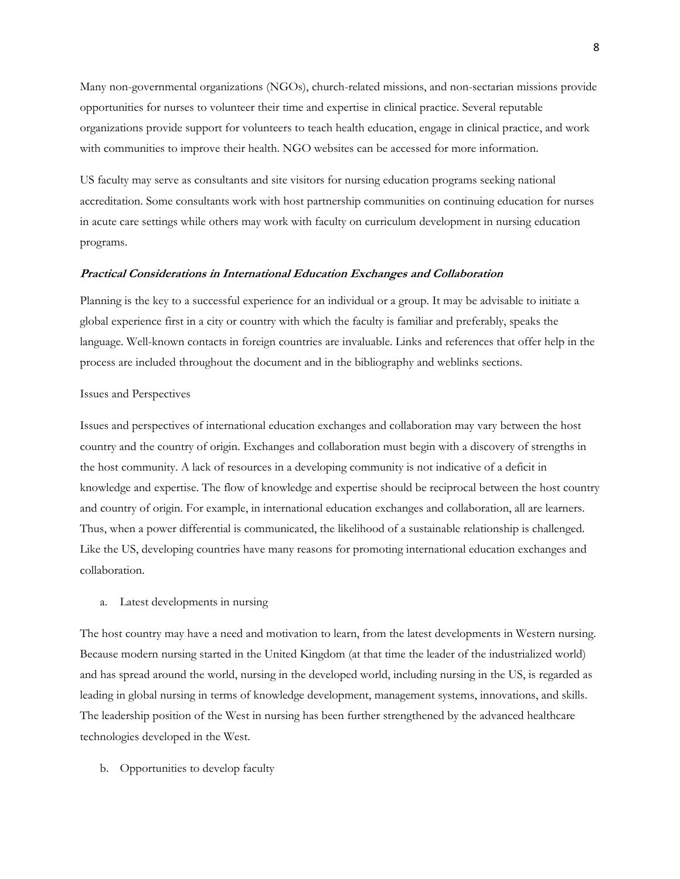Many non-governmental organizations (NGOs), church-related missions, and non-sectarian missions provide opportunities for nurses to volunteer their time and expertise in clinical practice. Several reputable organizations provide support for volunteers to teach health education, engage in clinical practice, and work with communities to improve their health. NGO websites can be accessed for more information.

US faculty may serve as consultants and site visitors for nursing education programs seeking national accreditation. Some consultants work with host partnership communities on continuing education for nurses in acute care settings while others may work with faculty on curriculum development in nursing education programs.

### ***Practical Considerations in International Education Exchanges and Collaboration***

Planning is the key to a successful experience for an individual or a group. It may be advisable to initiate a global experience first in a city or country with which the faculty is familiar and preferably, speaks the language. Well-known contacts in foreign countries are invaluable. Links and references that offer help in the process are included throughout the document and in the bibliography and weblinks sections.

#### Issues and Perspectives

Issues and perspectives of international education exchanges and collaboration may vary between the host country and the country of origin. Exchanges and collaboration must begin with a discovery of strengths in the host community. A lack of resources in a developing community is not indicative of a deficit in knowledge and expertise. The flow of knowledge and expertise should be reciprocal between the host country and country of origin. For example, in international education exchanges and collaboration, all are learners. Thus, when a power differential is communicated, the likelihood of a sustainable relationship is challenged. Like the US, developing countries have many reasons for promoting international education exchanges and collaboration.

a. Latest developments in nursing

The host country may have a need and motivation to learn, from the latest developments in Western nursing. Because modern nursing started in the United Kingdom (at that time the leader of the industrialized world) and has spread around the world, nursing in the developed world, including nursing in the US, is regarded as leading in global nursing in terms of knowledge development, management systems, innovations, and skills. The leadership position of the West in nursing has been further strengthened by the advanced healthcare technologies developed in the West.

b. Opportunities to develop faculty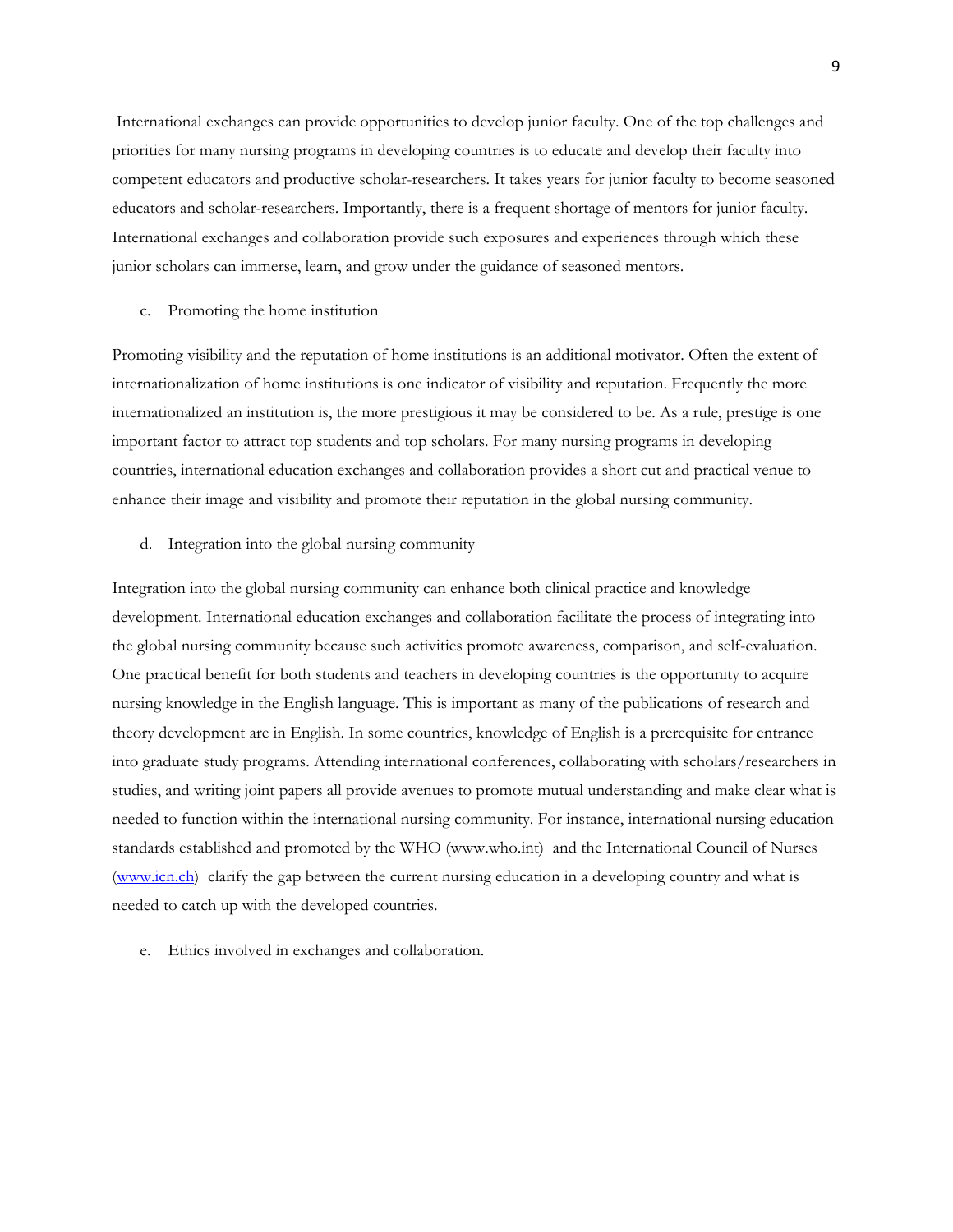International exchanges can provide opportunities to develop junior faculty. One of the top challenges and priorities for many nursing programs in developing countries is to educate and develop their faculty into competent educators and productive scholar-researchers. It takes years for junior faculty to become seasoned educators and scholar-researchers. Importantly, there is a frequent shortage of mentors for junior faculty. International exchanges and collaboration provide such exposures and experiences through which these junior scholars can immerse, learn, and grow under the guidance of seasoned mentors.

c. Promoting the home institution

Promoting visibility and the reputation of home institutions is an additional motivator. Often the extent of internationalization of home institutions is one indicator of visibility and reputation. Frequently the more internationalized an institution is, the more prestigious it may be considered to be. As a rule, prestige is one important factor to attract top students and top scholars. For many nursing programs in developing countries, international education exchanges and collaboration provides a short cut and practical venue to enhance their image and visibility and promote their reputation in the global nursing community.

d. Integration into the global nursing community

Integration into the global nursing community can enhance both clinical practice and knowledge development. International education exchanges and collaboration facilitate the process of integrating into the global nursing community because such activities promote awareness, comparison, and self-evaluation. One practical benefit for both students and teachers in developing countries is the opportunity to acquire nursing knowledge in the English language. This is important as many of the publications of research and theory development are in English. In some countries, knowledge of English is a prerequisite for entrance into graduate study programs. Attending international conferences, collaborating with scholars/researchers in studies, and writing joint papers all provide avenues to promote mutual understanding and make clear what is needed to function within the international nursing community. For instance, international nursing education standards established and promoted by the WHO (www.who.int) and the International Council of Nurses ([www.icn.ch](www.icn.ch)) clarify the gap between the current nursing education in a developing country and what is needed to catch up with the developed countries.

e. Ethics involved in exchanges and collaboration.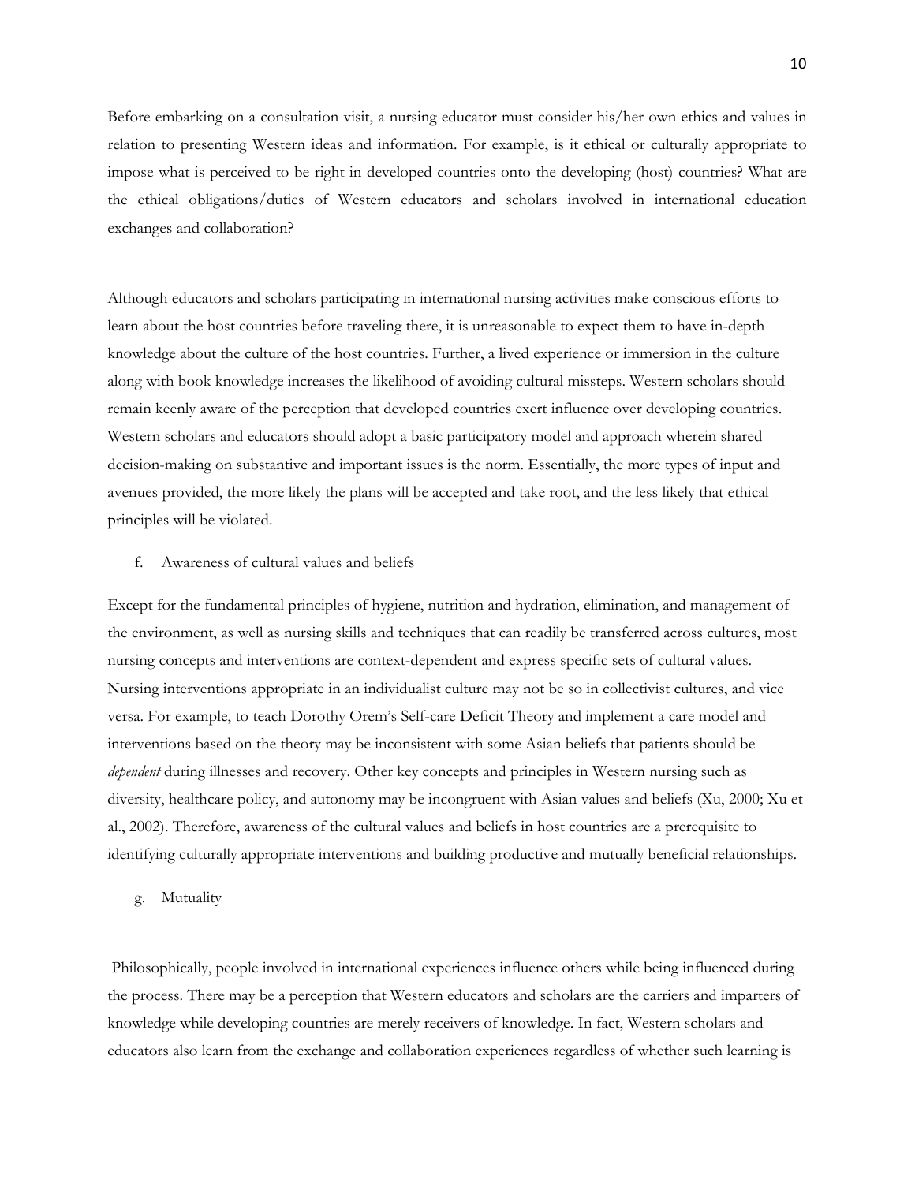Before embarking on a consultation visit, a nursing educator must consider his/her own ethics and values in relation to presenting Western ideas and information. For example, is it ethical or culturally appropriate to impose what is perceived to be right in developed countries onto the developing (host) countries? What are the ethical obligations/duties of Western educators and scholars involved in international education exchanges and collaboration?

Although educators and scholars participating in international nursing activities make conscious efforts to learn about the host countries before traveling there, it is unreasonable to expect them to have in-depth knowledge about the culture of the host countries. Further, a lived experience or immersion in the culture along with book knowledge increases the likelihood of avoiding cultural missteps. Western scholars should remain keenly aware of the perception that developed countries exert influence over developing countries. Western scholars and educators should adopt a basic participatory model and approach wherein shared decision-making on substantive and important issues is the norm. Essentially, the more types of input and avenues provided, the more likely the plans will be accepted and take root, and the less likely that ethical principles will be violated.

f. Awareness of cultural values and beliefs

Except for the fundamental principles of hygiene, nutrition and hydration, elimination, and management of the environment, as well as nursing skills and techniques that can readily be transferred across cultures, most nursing concepts and interventions are context-dependent and express specific sets of cultural values. Nursing interventions appropriate in an individualist culture may not be so in collectivist cultures, and vice versa. For example, to teach Dorothy Orem's Self-care Deficit Theory and implement a care model and interventions based on the theory may be inconsistent with some Asian beliefs that patients should be *dependent* during illnesses and recovery. Other key concepts and principles in Western nursing such as diversity, healthcare policy, and autonomy may be incongruent with Asian values and beliefs (Xu, 2000; Xu et al., 2002). Therefore, awareness of the cultural values and beliefs in host countries are a prerequisite to identifying culturally appropriate interventions and building productive and mutually beneficial relationships.

g. Mutuality

Philosophically, people involved in international experiences influence others while being influenced during the process. There may be a perception that Western educators and scholars are the carriers and imparters of knowledge while developing countries are merely receivers of knowledge. In fact, Western scholars and educators also learn from the exchange and collaboration experiences regardless of whether such learning is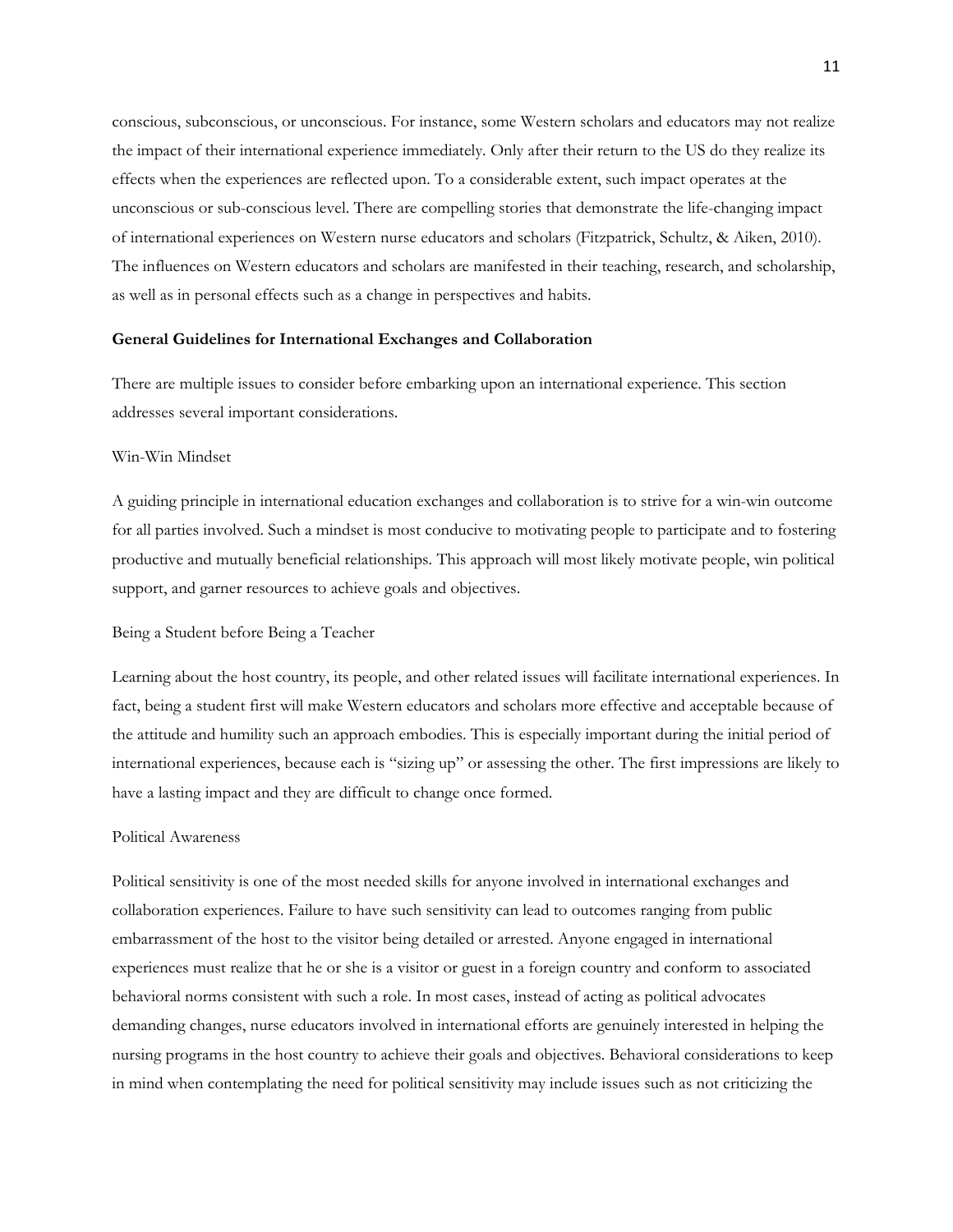conscious, subconscious, or unconscious. For instance, some Western scholars and educators may not realize the impact of their international experience immediately. Only after their return to the US do they realize its effects when the experiences are reflected upon. To a considerable extent, such impact operates at the unconscious or sub-conscious level. There are compelling stories that demonstrate the life-changing impact of international experiences on Western nurse educators and scholars (Fitzpatrick, Schultz, & Aiken, 2010). The influences on Western educators and scholars are manifested in their teaching, research, and scholarship, as well as in personal effects such as a change in perspectives and habits.

## General Guidelines for International Exchanges and Collaboration

There are multiple issues to consider before embarking upon an international experience. This section addresses several important considerations.

### Win-Win Mindset

A guiding principle in international education exchanges and collaboration is to strive for a win-win outcome for all parties involved. Such a mindset is most conducive to motivating people to participate and to fostering productive and mutually beneficial relationships. This approach will most likely motivate people, win political support, and garner resources to achieve goals and objectives.

### Being a Student before Being a Teacher

Learning about the host country, its people, and other related issues will facilitate international experiences. In fact, being a student first will make Western educators and scholars more effective and acceptable because of the attitude and humility such an approach embodies. This is especially important during the initial period of international experiences, because each is "sizing up" or assessing the other. The first impressions are likely to have a lasting impact and they are difficult to change once formed.

### Political Awareness

Political sensitivity is one of the most needed skills for anyone involved in international exchanges and collaboration experiences. Failure to have such sensitivity can lead to outcomes ranging from public embarrassment of the host to the visitor being detailed or arrested. Anyone engaged in international experiences must realize that he or she is a visitor or guest in a foreign country and conform to associated behavioral norms consistent with such a role. In most cases, instead of acting as political advocates demanding changes, nurse educators involved in international efforts are genuinely interested in helping the nursing programs in the host country to achieve their goals and objectives. Behavioral considerations to keep in mind when contemplating the need for political sensitivity may include issues such as not criticizing the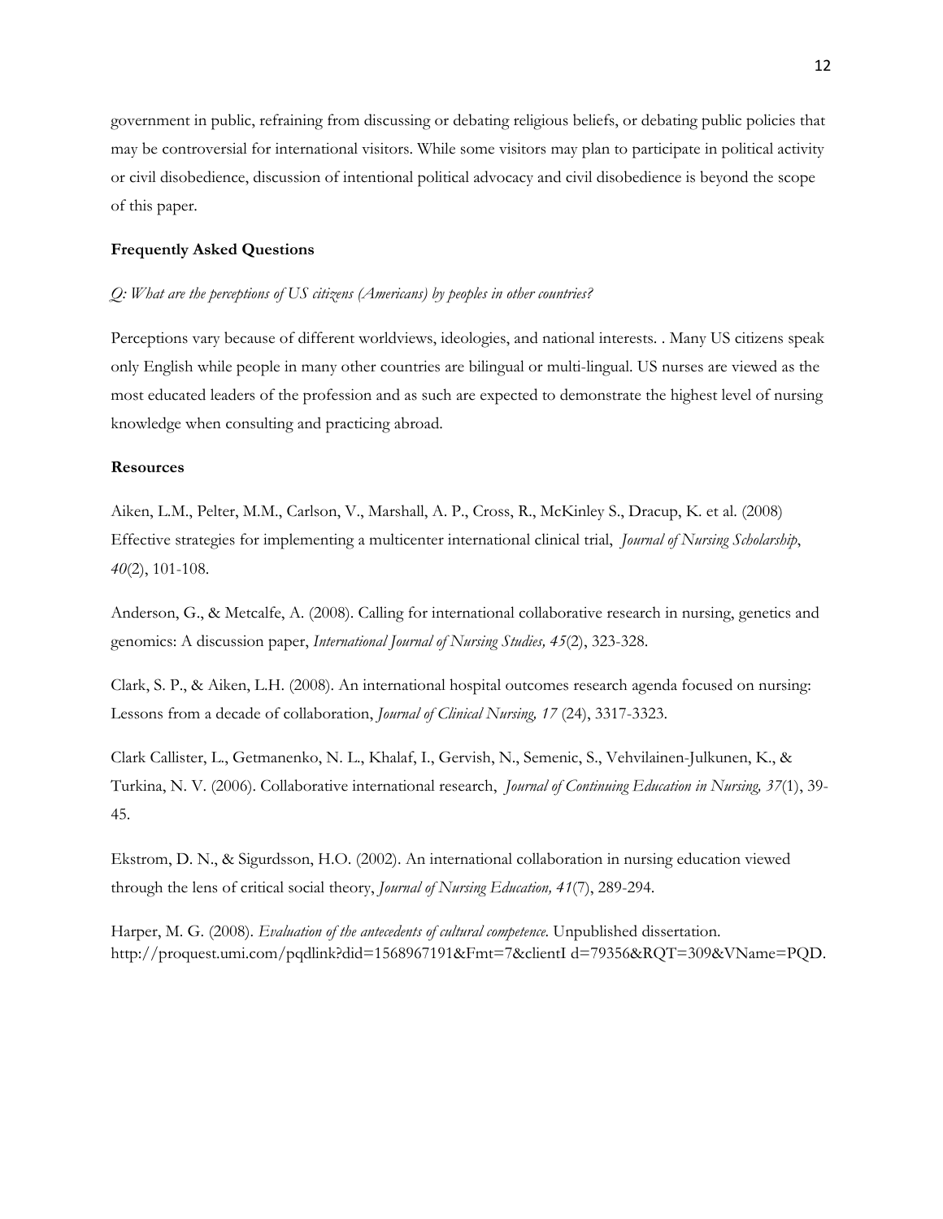government in public, refraining from discussing or debating religious beliefs, or debating public policies that may be controversial for international visitors. While some visitors may plan to participate in political activity or civil disobedience, discussion of intentional political advocacy and civil disobedience is beyond the scope of this paper.

**Frequently Asked Questions**

*Q: What are the perceptions of US citizens (Americans) by peoples in other countries?*

Perceptions vary because of different worldviews, ideologies, and national interests. . Many US citizens speak only English while people in many other countries are bilingual or multi-lingual. US nurses are viewed as the most educated leaders of the profession and as such are expected to demonstrate the highest level of nursing knowledge when consulting and practicing abroad.

**Resources**

Aiken, L.M., Pelter, M.M., Carlson, V., Marshall, A. P., Cross, R., McKinley S., Dracup, K. et al. (2008) Effective strategies for implementing a multicenter international clinical trial, *Journal of Nursing Scholarship*, *40*(2), 101-108.

Anderson, G., & Metcalfe, A. (2008). Calling for international collaborative research in nursing, genetics and genomics: A discussion paper, *International Journal of Nursing Studies, 45*(2), 323-328.

Clark, S. P., & Aiken, L.H. (2008). An international hospital outcomes research agenda focused on nursing: Lessons from a decade of collaboration, *Journal of Clinical Nursing, 17* (24), 3317-3323.

Clark Callister, L., Getmanenko, N. L., Khalaf, I., Gervish, N., Semenic, S., Vehvilainen-Julkunen, K., & Turkina, N. V. (2006). Collaborative international research, *Journal of Continuing Education in Nursing, 37*(1), 39-45.

Ekstrom, D. N., & Sigurdsson, H.O. (2002). An international collaboration in nursing education viewed through the lens of critical social theory, *Journal of Nursing Education, 41*(7), 289-294.

Harper, M. G. (2008). *Evaluation of the antecedents of cultural competence.* Unpublished dissertation. http://proquest.umi.com/pqdlink?did=1568967191&Fmt=7&clientI d=79356&RQT=309&VName=PQD.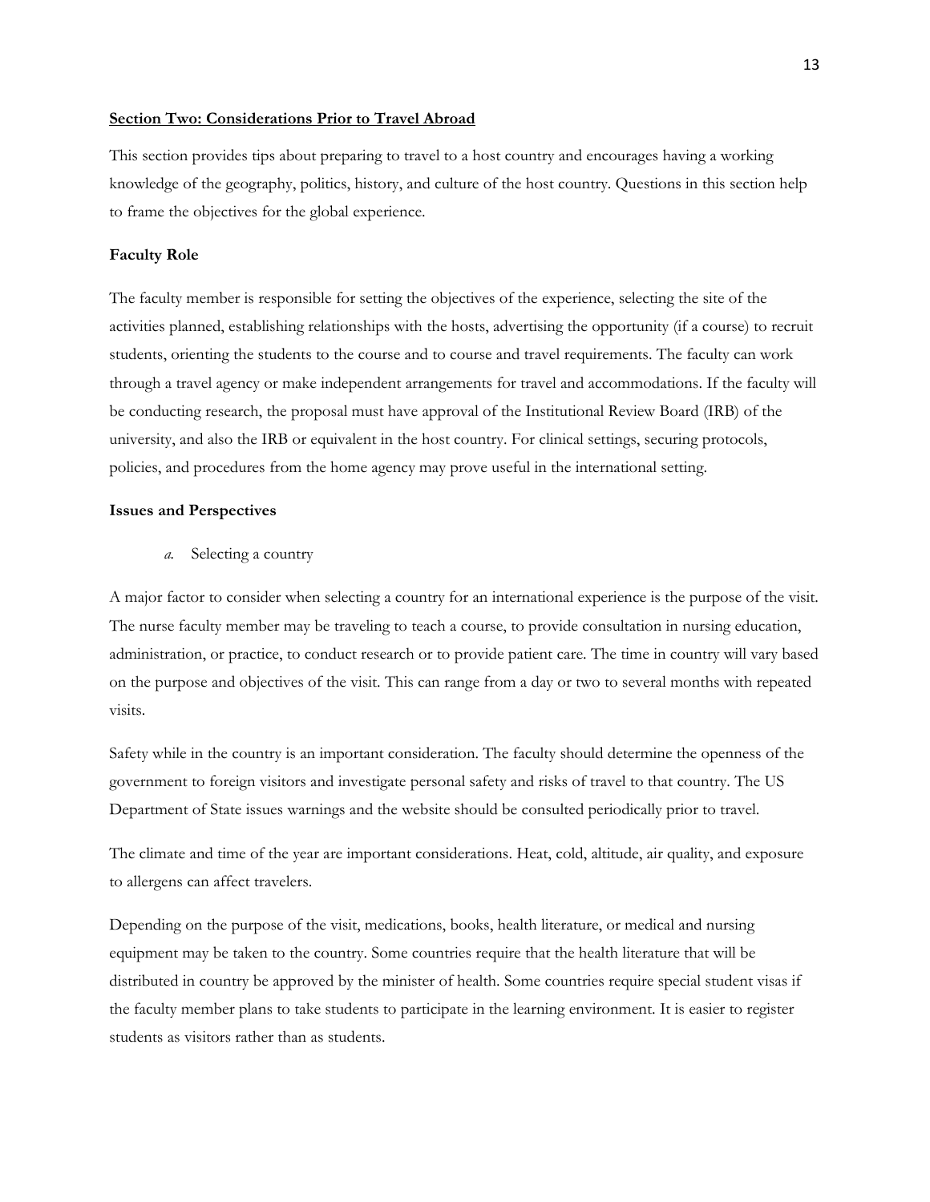## Section Two: Considerations Prior to Travel Abroad

This section provides tips about preparing to travel to a host country and encourages having a working knowledge of the geography, politics, history, and culture of the host country. Questions in this section help to frame the objectives for the global experience.

### Faculty Role

The faculty member is responsible for setting the objectives of the experience, selecting the site of the activities planned, establishing relationships with the hosts, advertising the opportunity (if a course) to recruit students, orienting the students to the course and to course and travel requirements. The faculty can work through a travel agency or make independent arrangements for travel and accommodations. If the faculty will be conducting research, the proposal must have approval of the Institutional Review Board (IRB) of the university, and also the IRB or equivalent in the host country. For clinical settings, securing protocols, policies, and procedures from the home agency may prove useful in the international setting.

### Issues and Perspectives

*a.* Selecting a country

A major factor to consider when selecting a country for an international experience is the purpose of the visit. The nurse faculty member may be traveling to teach a course, to provide consultation in nursing education, administration, or practice, to conduct research or to provide patient care. The time in country will vary based on the purpose and objectives of the visit. This can range from a day or two to several months with repeated visits.

Safety while in the country is an important consideration. The faculty should determine the openness of the government to foreign visitors and investigate personal safety and risks of travel to that country. The US Department of State issues warnings and the website should be consulted periodically prior to travel.

The climate and time of the year are important considerations. Heat, cold, altitude, air quality, and exposure to allergens can affect travelers.

Depending on the purpose of the visit, medications, books, health literature, or medical and nursing equipment may be taken to the country. Some countries require that the health literature that will be distributed in country be approved by the minister of health. Some countries require special student visas if the faculty member plans to take students to participate in the learning environment. It is easier to register students as visitors rather than as students.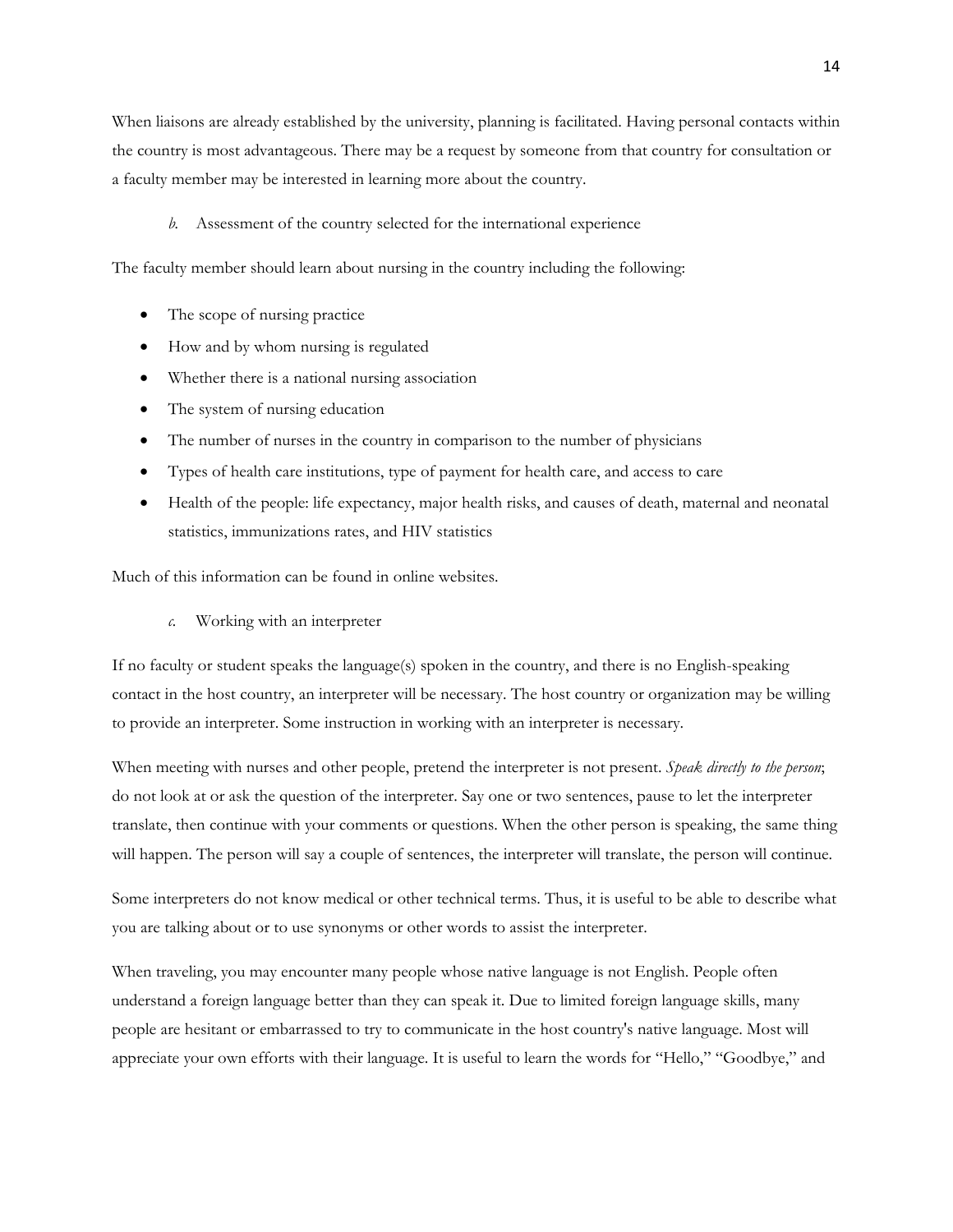When liaisons are already established by the university, planning is facilitated. Having personal contacts within the country is most advantageous. There may be a request by someone from that country for consultation or a faculty member may be interested in learning more about the country.

*b.* Assessment of the country selected for the international experience

The faculty member should learn about nursing in the country including the following:

- The scope of nursing practice
- How and by whom nursing is regulated
- Whether there is a national nursing association
- The system of nursing education
- The number of nurses in the country in comparison to the number of physicians
- Types of health care institutions, type of payment for health care, and access to care
- Health of the people: life expectancy, major health risks, and causes of death, maternal and neonatal statistics, immunizations rates, and HIV statistics

Much of this information can be found in online websites.

*c.* Working with an interpreter

If no faculty or student speaks the language(s) spoken in the country, and there is no English-speaking contact in the host country, an interpreter will be necessary. The host country or organization may be willing to provide an interpreter. Some instruction in working with an interpreter is necessary.

When meeting with nurses and other people, pretend the interpreter is not present. *Speak directly to the person*; do not look at or ask the question of the interpreter. Say one or two sentences, pause to let the interpreter translate, then continue with your comments or questions. When the other person is speaking, the same thing will happen. The person will say a couple of sentences, the interpreter will translate, the person will continue.

Some interpreters do not know medical or other technical terms. Thus, it is useful to be able to describe what you are talking about or to use synonyms or other words to assist the interpreter.

When traveling, you may encounter many people whose native language is not English. People often understand a foreign language better than they can speak it. Due to limited foreign language skills, many people are hesitant or embarrassed to try to communicate in the host country's native language. Most will appreciate your own efforts with their language. It is useful to learn the words for "Hello," "Goodbye," and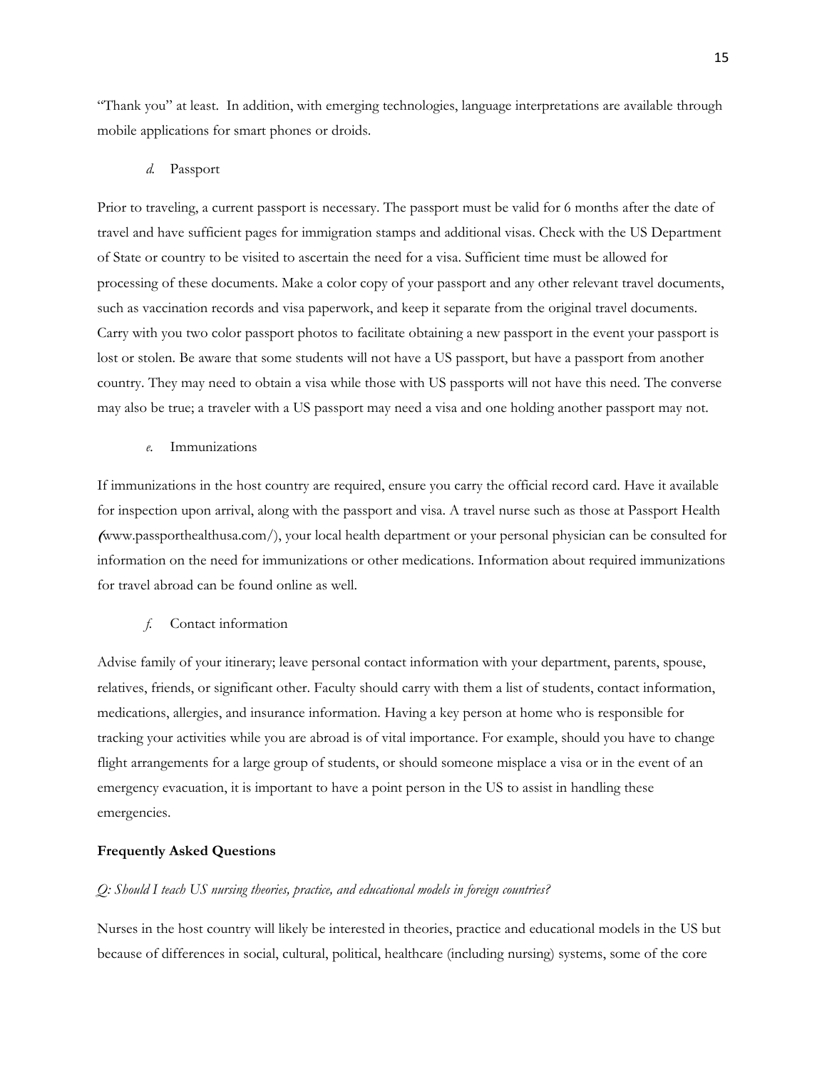"Thank you" at least. In addition, with emerging technologies, language interpretations are available through mobile applications for smart phones or droids.

*d.* Passport

Prior to traveling, a current passport is necessary. The passport must be valid for 6 months after the date of travel and have sufficient pages for immigration stamps and additional visas. Check with the US Department of State or country to be visited to ascertain the need for a visa. Sufficient time must be allowed for processing of these documents. Make a color copy of your passport and any other relevant travel documents, such as vaccination records and visa paperwork, and keep it separate from the original travel documents. Carry with you two color passport photos to facilitate obtaining a new passport in the event your passport is lost or stolen. Be aware that some students will not have a US passport, but have a passport from another country. They may need to obtain a visa while those with US passports will not have this need. The converse may also be true; a traveler with a US passport may need a visa and one holding another passport may not.

*e.* Immunizations

If immunizations in the host country are required, ensure you carry the official record card. Have it available for inspection upon arrival, along with the passport and visa. A travel nurse such as those at Passport Health (www.passporthealthusa.com/), your local health department or your personal physician can be consulted for information on the need for immunizations or other medications. Information about required immunizations for travel abroad can be found online as well.

*f.* Contact information

Advise family of your itinerary; leave personal contact information with your department, parents, spouse, relatives, friends, or significant other. Faculty should carry with them a list of students, contact information, medications, allergies, and insurance information. Having a key person at home who is responsible for tracking your activities while you are abroad is of vital importance. For example, should you have to change flight arrangements for a large group of students, or should someone misplace a visa or in the event of an emergency evacuation, it is important to have a point person in the US to assist in handling these emergencies.

**Frequently Asked Questions**

*Q: Should I teach US nursing theories, practice, and educational models in foreign countries?*

Nurses in the host country will likely be interested in theories, practice and educational models in the US but because of differences in social, cultural, political, healthcare (including nursing) systems, some of the core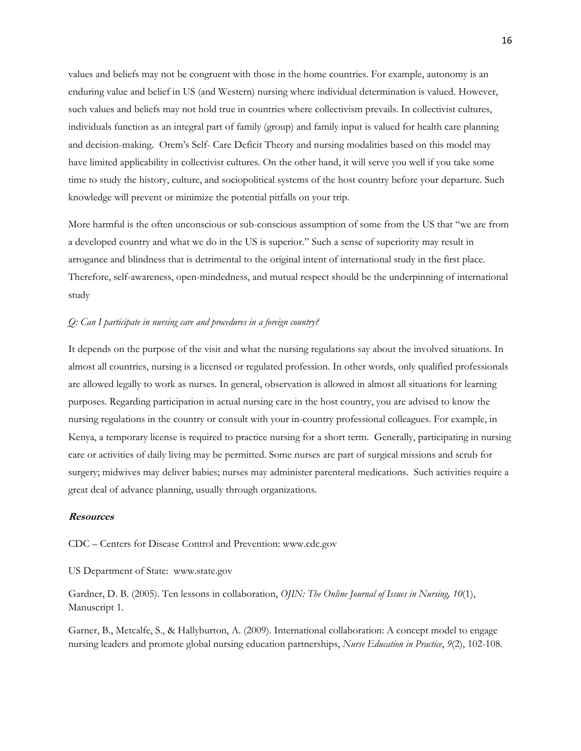values and beliefs may not be congruent with those in the home countries. For example, autonomy is an enduring value and belief in US (and Western) nursing where individual determination is valued. However, such values and beliefs may not hold true in countries where collectivism prevails. In collectivist cultures, individuals function as an integral part of family (group) and family input is valued for health care planning and decision-making. Orem's Self- Care Deficit Theory and nursing modalities based on this model may have limited applicability in collectivist cultures. On the other hand, it will serve you well if you take some time to study the history, culture, and sociopolitical systems of the host country before your departure. Such knowledge will prevent or minimize the potential pitfalls on your trip.

More harmful is the often unconscious or sub-conscious assumption of some from the US that "we are from a developed country and what we do in the US is superior." Such a sense of superiority may result in arrogance and blindness that is detrimental to the original intent of international study in the first place. Therefore, self-awareness, open-mindedness, and mutual respect should be the underpinning of international study

*Q: Can I participate in nursing care and procedures in a foreign country?*

It depends on the purpose of the visit and what the nursing regulations say about the involved situations. In almost all countries, nursing is a licensed or regulated profession. In other words, only qualified professionals are allowed legally to work as nurses. In general, observation is allowed in almost all situations for learning purposes. Regarding participation in actual nursing care in the host country, you are advised to know the nursing regulations in the country or consult with your in-country professional colleagues. For example, in Kenya, a temporary license is required to practice nursing for a short term. Generally, participating in nursing care or activities of daily living may be permitted. Some nurses are part of surgical missions and scrub for surgery; midwives may deliver babies; nurses may administer parenteral medications. Such activities require a great deal of advance planning, usually through organizations.

***Resources***

CDC – Centers for Disease Control and Prevention: www.cdc.gov

US Department of State: www.state.gov

Gardner, D. B. (2005). Ten lessons in collaboration, *OJIN: The Online Journal of Issues in Nursing, 10*(1), Manuscript 1.

Garner, B., Metcalfe, S., & Hallyburton, A. (2009). International collaboration: A concept model to engage nursing leaders and promote global nursing education partnerships, *Nurse Education in Practice*, *9*(2), 102-108.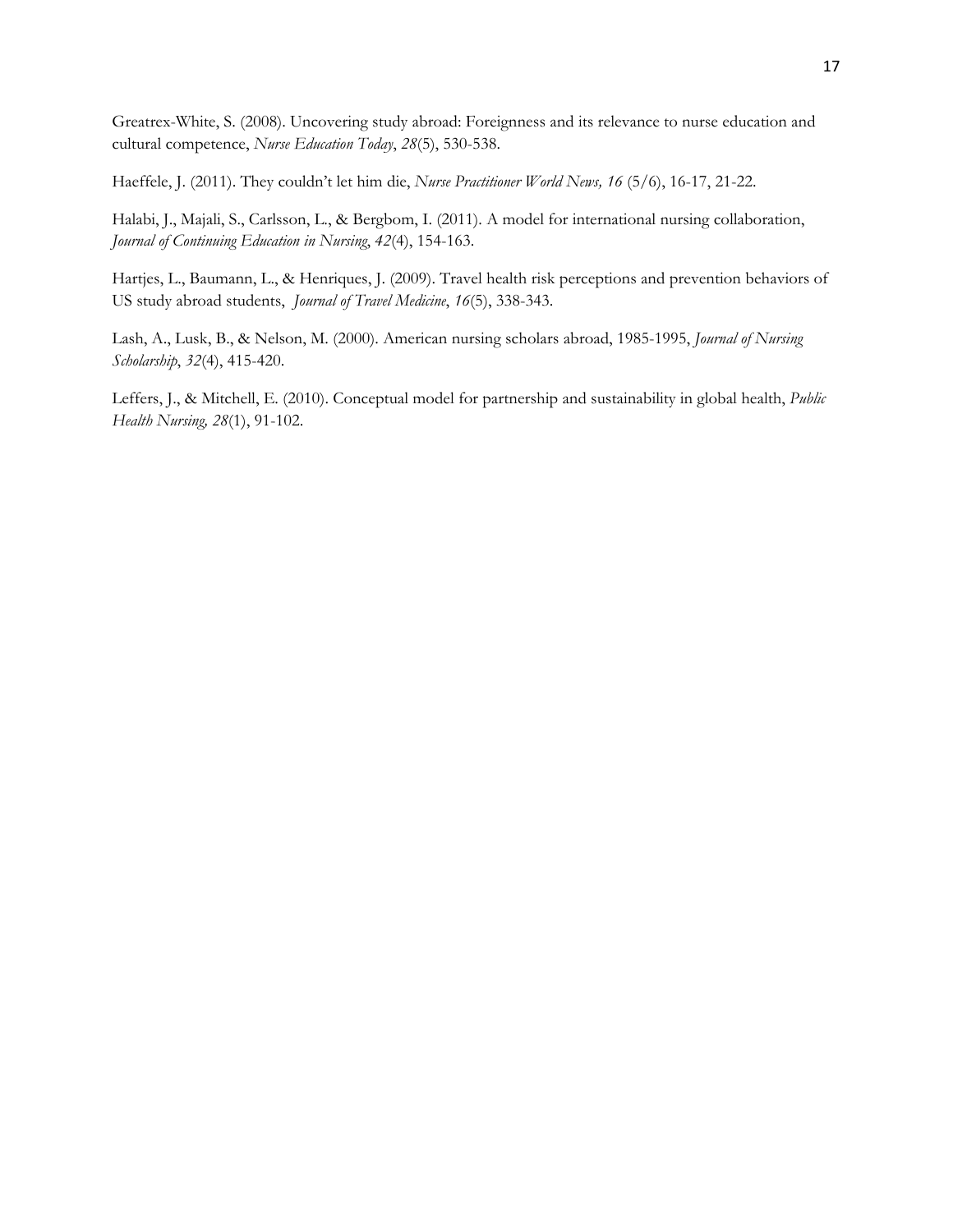Greatrex-White, S. (2008). Uncovering study abroad: Foreignness and its relevance to nurse education and cultural competence, *Nurse Education Today*, *28*(5), 530-538.

Haeffele, J. (2011). They couldn't let him die, *Nurse Practitioner World News, 16* (5/6), 16-17, 21-22.

Halabi, J., Majali, S., Carlsson, L., & Bergbom, I. (2011). A model for international nursing collaboration, *Journal of Continuing Education in Nursing*, *42*(4), 154-163.

Hartjes, L., Baumann, L., & Henriques, J. (2009). Travel health risk perceptions and prevention behaviors of US study abroad students, *Journal of Travel Medicine*, *16*(5), 338-343.

Lash, A., Lusk, B., & Nelson, M. (2000). American nursing scholars abroad, 1985-1995, *Journal of Nursing Scholarship*, *32*(4), 415-420.

Leffers, J., & Mitchell, E. (2010). Conceptual model for partnership and sustainability in global health, *Public Health Nursing, 28*(1), 91-102.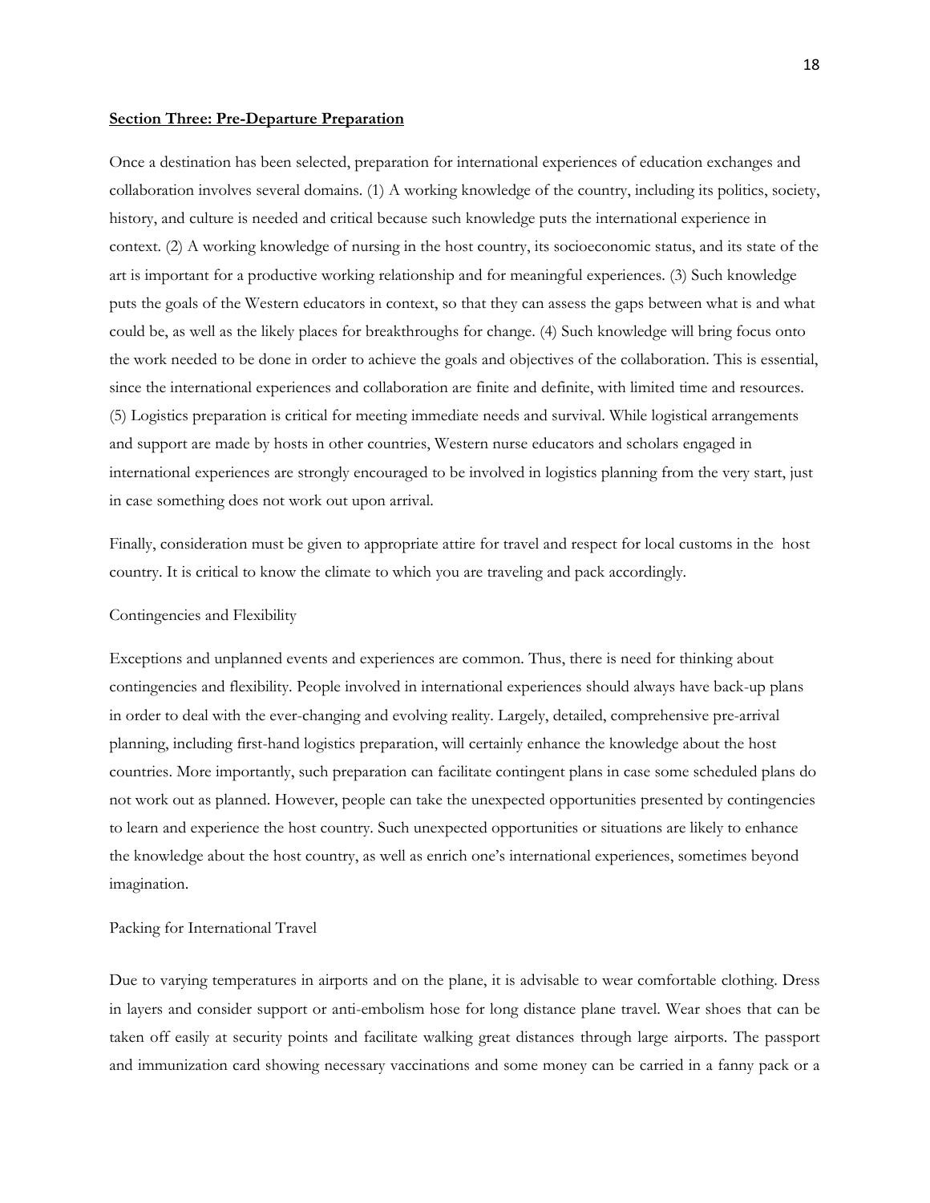**Section Three: Pre-Departure Preparation**

Once a destination has been selected, preparation for international experiences of education exchanges and collaboration involves several domains. (1) A working knowledge of the country, including its politics, society, history, and culture is needed and critical because such knowledge puts the international experience in context. (2) A working knowledge of nursing in the host country, its socioeconomic status, and its state of the art is important for a productive working relationship and for meaningful experiences. (3) Such knowledge puts the goals of the Western educators in context, so that they can assess the gaps between what is and what could be, as well as the likely places for breakthroughs for change. (4) Such knowledge will bring focus onto the work needed to be done in order to achieve the goals and objectives of the collaboration. This is essential, since the international experiences and collaboration are finite and definite, with limited time and resources. (5) Logistics preparation is critical for meeting immediate needs and survival. While logistical arrangements and support are made by hosts in other countries, Western nurse educators and scholars engaged in international experiences are strongly encouraged to be involved in logistics planning from the very start, just in case something does not work out upon arrival.

Finally, consideration must be given to appropriate attire for travel and respect for local customs in the host country. It is critical to know the climate to which you are traveling and pack accordingly.

Contingencies and Flexibility

Exceptions and unplanned events and experiences are common. Thus, there is need for thinking about contingencies and flexibility. People involved in international experiences should always have back-up plans in order to deal with the ever-changing and evolving reality. Largely, detailed, comprehensive pre-arrival planning, including first-hand logistics preparation, will certainly enhance the knowledge about the host countries. More importantly, such preparation can facilitate contingent plans in case some scheduled plans do not work out as planned. However, people can take the unexpected opportunities presented by contingencies to learn and experience the host country. Such unexpected opportunities or situations are likely to enhance the knowledge about the host country, as well as enrich one's international experiences, sometimes beyond imagination.

Packing for International Travel

Due to varying temperatures in airports and on the plane, it is advisable to wear comfortable clothing. Dress in layers and consider support or anti-embolism hose for long distance plane travel. Wear shoes that can be taken off easily at security points and facilitate walking great distances through large airports. The passport and immunization card showing necessary vaccinations and some money can be carried in a fanny pack or a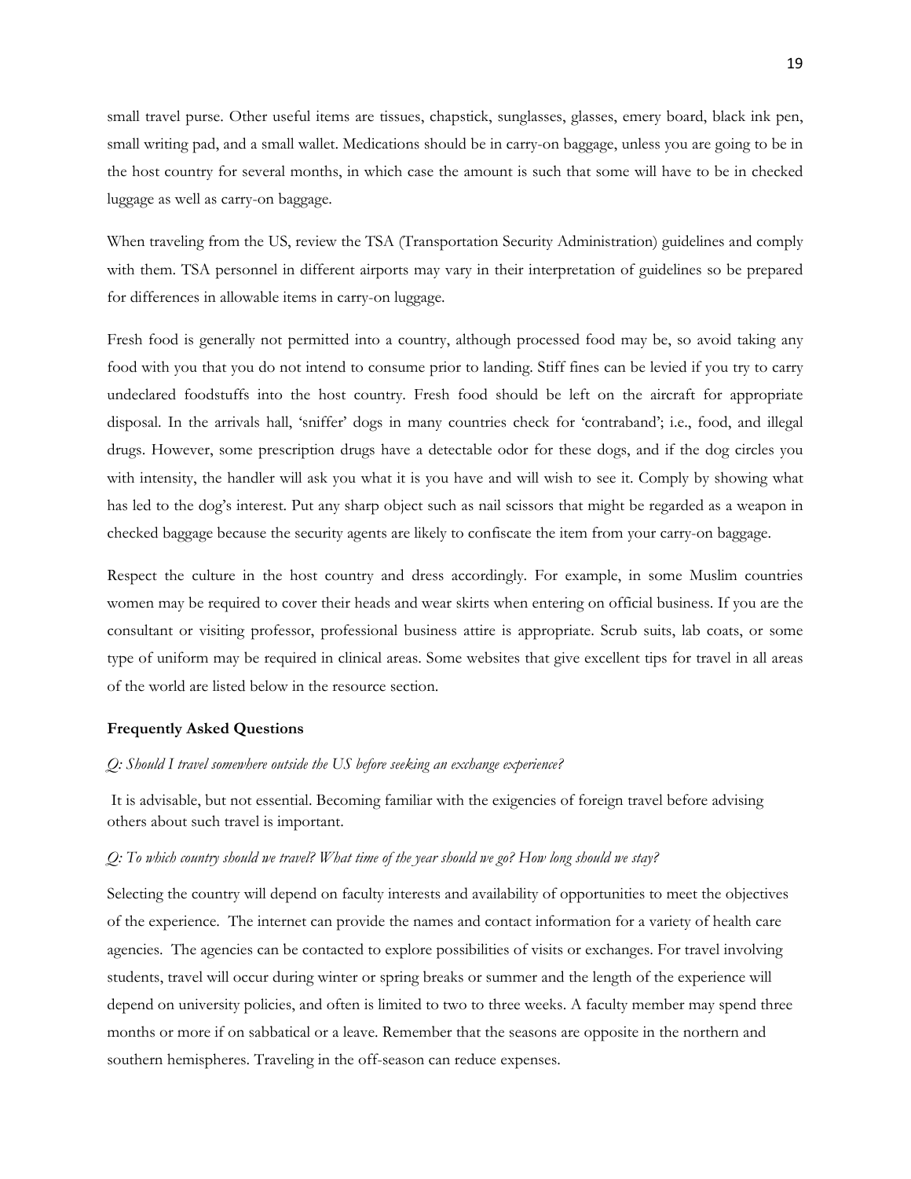small travel purse. Other useful items are tissues, chapstick, sunglasses, glasses, emery board, black ink pen, small writing pad, and a small wallet. Medications should be in carry-on baggage, unless you are going to be in the host country for several months, in which case the amount is such that some will have to be in checked luggage as well as carry-on baggage.

When traveling from the US, review the TSA (Transportation Security Administration) guidelines and comply with them. TSA personnel in different airports may vary in their interpretation of guidelines so be prepared for differences in allowable items in carry-on luggage.

Fresh food is generally not permitted into a country, although processed food may be, so avoid taking any food with you that you do not intend to consume prior to landing. Stiff fines can be levied if you try to carry undeclared foodstuffs into the host country. Fresh food should be left on the aircraft for appropriate disposal. In the arrivals hall, 'sniffer' dogs in many countries check for 'contraband'; i.e., food, and illegal drugs. However, some prescription drugs have a detectable odor for these dogs, and if the dog circles you with intensity, the handler will ask you what it is you have and will wish to see it. Comply by showing what has led to the dog's interest. Put any sharp object such as nail scissors that might be regarded as a weapon in checked baggage because the security agents are likely to confiscate the item from your carry-on baggage.

Respect the culture in the host country and dress accordingly. For example, in some Muslim countries women may be required to cover their heads and wear skirts when entering on official business. If you are the consultant or visiting professor, professional business attire is appropriate. Scrub suits, lab coats, or some type of uniform may be required in clinical areas. Some websites that give excellent tips for travel in all areas of the world are listed below in the resource section.

**Frequently Asked Questions**

*Q: Should I travel somewhere outside the US before seeking an exchange experience?*

It is advisable, but not essential. Becoming familiar with the exigencies of foreign travel before advising others about such travel is important.

*Q: To which country should we travel? What time of the year should we go? How long should we stay?*

Selecting the country will depend on faculty interests and availability of opportunities to meet the objectives of the experience. The internet can provide the names and contact information for a variety of health care agencies. The agencies can be contacted to explore possibilities of visits or exchanges. For travel involving students, travel will occur during winter or spring breaks or summer and the length of the experience will depend on university policies, and often is limited to two to three weeks. A faculty member may spend three months or more if on sabbatical or a leave. Remember that the seasons are opposite in the northern and southern hemispheres. Traveling in the off-season can reduce expenses.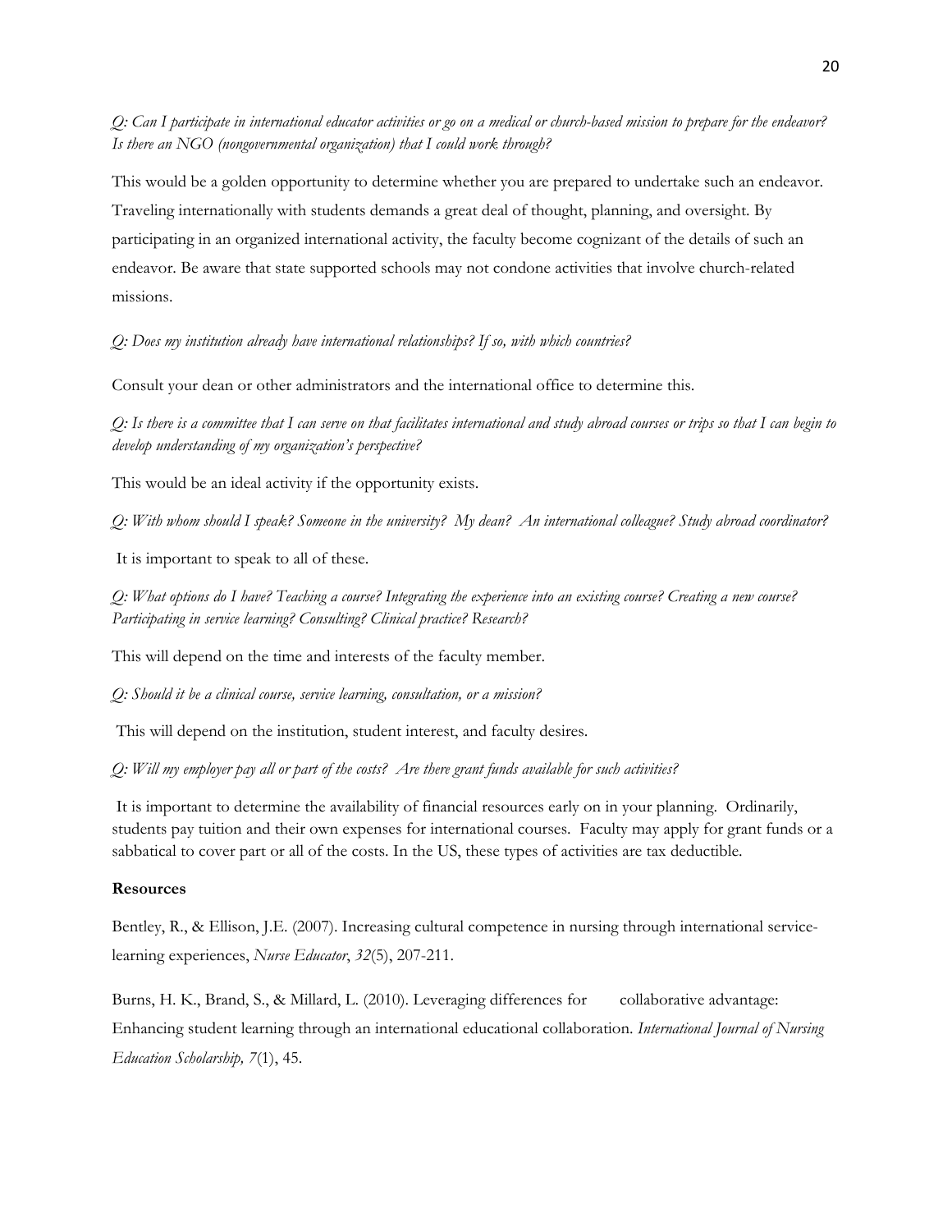*Q: Can I participate in international educator activities or go on a medical or church-based mission to prepare for the endeavor? Is there an NGO (nongovernmental organization) that I could work through?*

This would be a golden opportunity to determine whether you are prepared to undertake such an endeavor. Traveling internationally with students demands a great deal of thought, planning, and oversight. By participating in an organized international activity, the faculty become cognizant of the details of such an endeavor. Be aware that state supported schools may not condone activities that involve church-related missions.

*Q: Does my institution already have international relationships? If so, with which countries?*

Consult your dean or other administrators and the international office to determine this.

*Q: Is there is a committee that I can serve on that facilitates international and study abroad courses or trips so that I can begin to develop understanding of my organization's perspective?*

This would be an ideal activity if the opportunity exists.

*Q: With whom should I speak? Someone in the university? My dean? An international colleague? Study abroad coordinator?*

It is important to speak to all of these.

*Q: What options do I have? Teaching a course? Integrating the experience into an existing course? Creating a new course? Participating in service learning? Consulting? Clinical practice? Research?*

This will depend on the time and interests of the faculty member.

*Q: Should it be a clinical course, service learning, consultation, or a mission?*

This will depend on the institution, student interest, and faculty desires.

*Q: Will my employer pay all or part of the costs? Are there grant funds available for such activities?*

It is important to determine the availability of financial resources early on in your planning. Ordinarily, students pay tuition and their own expenses for international courses. Faculty may apply for grant funds or a sabbatical to cover part or all of the costs. In the US, these types of activities are tax deductible.

**Resources**

Bentley, R., & Ellison, J.E. (2007). Increasing cultural competence in nursing through international service-learning experiences, *Nurse Educator*, *32*(5), 207-211.

Burns, H. K., Brand, S., & Millard, L. (2010). Leveraging differences for collaborative advantage: Enhancing student learning through an international educational collaboration. *International Journal of Nursing Education Scholarship, 7*(1), 45.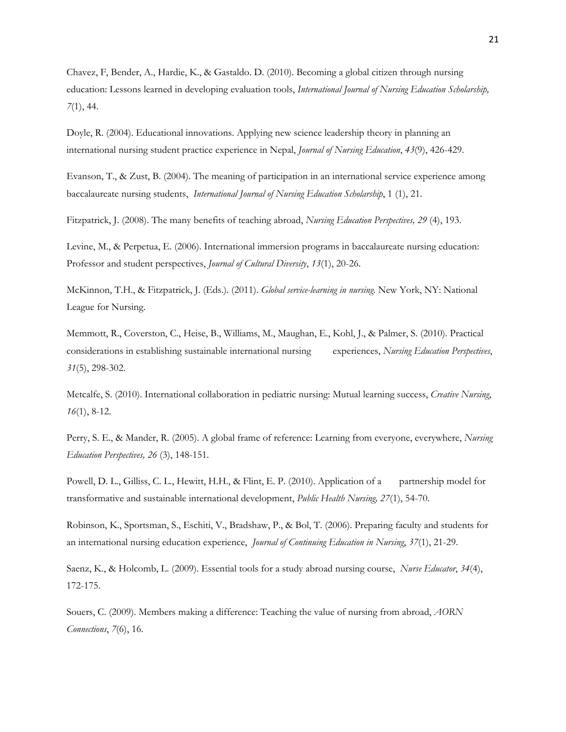Chavez, F, Bender, A., Hardie, K., & Gastaldo. D. (2010). Becoming a global citizen through nursing education: Lessons learned in developing evaluation tools, *International Journal of Nursing Education Scholarship, 7*(1), 44.

Doyle, R. (2004). Educational innovations. Applying new science leadership theory in planning an international nursing student practice experience in Nepal, *Journal of Nursing Education*, *43*(9), 426-429.

Evanson, T., & Zust, B. (2004). The meaning of participation in an international service experience among baccalaureate nursing students, *International Journal of Nursing Education Scholarship*, 1 (1), 21.

Fitzpatrick, J. (2008). The many benefits of teaching abroad, *Nursing Education Perspectives, 29* (4), 193.

Levine, M., & Perpetua, E. (2006). International immersion programs in baccalaureate nursing education: Professor and student perspectives, *Journal of Cultural Diversity*, *13*(1), 20-26.

McKinnon, T.H., & Fitzpatrick, J. (Eds.). (2011). *Global service-learning in nursing.* New York, NY: National League for Nursing.

Memmott, R., Coverston, C., Heise, B., Williams, M., Maughan, E., Kohl, J., & Palmer, S. (2010). Practical considerations in establishing sustainable international nursing experiences, *Nursing Education Perspectives*, *31*(5), 298-302.

Metcalfe, S. (2010). International collaboration in pediatric nursing: Mutual learning success, *Creative Nursing*, *16*(1), 8-12.

Perry, S. E., & Mander, R. (2005). A global frame of reference: Learning from everyone, everywhere, *Nursing Education Perspectives, 26* (3), 148-151.

Powell, D. L., Gilliss, C. L., Hewitt, H.H., & Flint, E. P. (2010). Application of a partnership model for transformative and sustainable international development, *Public Health Nursing, 27*(1), 54-70.

Robinson, K., Sportsman, S., Eschiti, V., Bradshaw, P., & Bol, T. (2006). Preparing faculty and students for an international nursing education experience, *Journal of Continuing Education in Nursing*, *37*(1), 21-29.

Saenz, K., & Holcomb, L. (2009). Essential tools for a study abroad nursing course, *Nurse Educator*, *34*(4), 172-175.

Souers, C. (2009). Members making a difference: Teaching the value of nursing from abroad, *AORN Connections*, *7*(6), 16.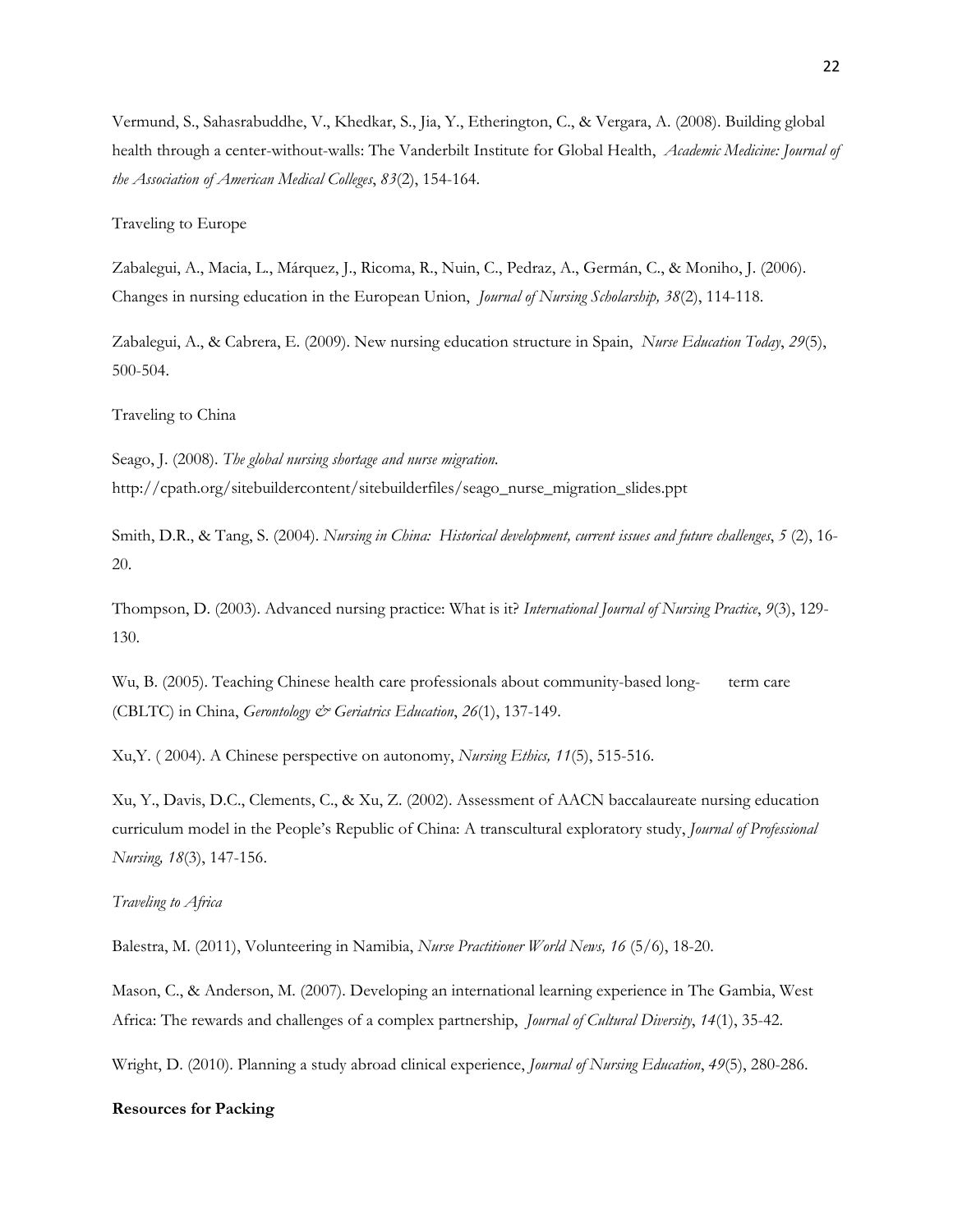Vermund, S., Sahasrabuddhe, V., Khedkar, S., Jia, Y., Etherington, C., & Vergara, A. (2008). Building global health through a center-without-walls: The Vanderbilt Institute for Global Health, *Academic Medicine: Journal of the Association of American Medical Colleges*, *83*(2), 154-164.

Traveling to Europe

Zabalegui, A., Macia, L., Márquez, J., Ricoma, R., Nuin, C., Pedraz, A., Germán, C., & Moniho, J. (2006). Changes in nursing education in the European Union, *Journal of Nursing Scholarship, 38*(2), 114-118.

Zabalegui, A., & Cabrera, E. (2009). New nursing education structure in Spain, *Nurse Education Today*, *29*(5), 500-504.

Traveling to China

Seago, J. (2008). *The global nursing shortage and nurse migration.* http://cpath.org/sitebuildercontent/sitebuilderfiles/seago_nurse_migration_slides.ppt

Smith, D.R., & Tang, S. (2004). *Nursing in China: Historical development, current issues and future challenges*, *5* (2), 16-20.

Thompson, D. (2003). Advanced nursing practice: What is it? *International Journal of Nursing Practice*, *9*(3), 129-130.

Wu, B. (2005). Teaching Chinese health care professionals about community-based long- term care (CBLTC) in China, *Gerontology & Geriatrics Education*, *26*(1), 137-149.

Xu,Y. ( 2004). A Chinese perspective on autonomy, *Nursing Ethics, 11*(5), 515-516.

Xu, Y., Davis, D.C., Clements, C., & Xu, Z. (2002). Assessment of AACN baccalaureate nursing education curriculum model in the People's Republic of China: A transcultural exploratory study, *Journal of Professional Nursing, 18*(3), 147-156.

*Traveling to Africa*

Balestra, M. (2011), Volunteering in Namibia, *Nurse Practitioner World News, 16* (5/6), 18-20.

Mason, C., & Anderson, M. (2007). Developing an international learning experience in The Gambia, West Africa: The rewards and challenges of a complex partnership, *Journal of Cultural Diversity*, *14*(1), 35-42.

Wright, D. (2010). Planning a study abroad clinical experience, *Journal of Nursing Education*, *49*(5), 280-286.

**Resources for Packing**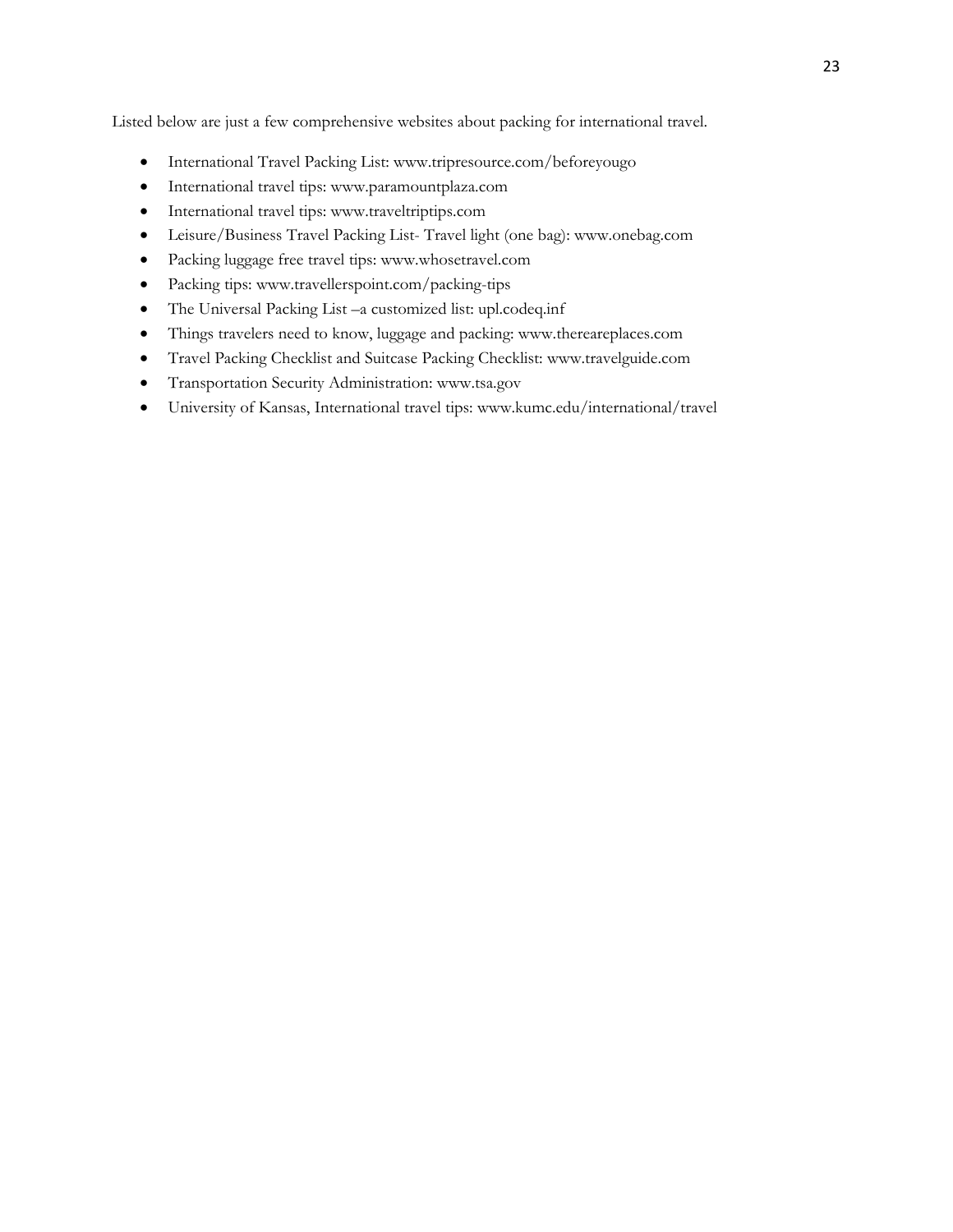Listed below are just a few comprehensive websites about packing for international travel.

- International Travel Packing List: www.tripresource.com/beforeyougo
- International travel tips: www.paramountplaza.com
- International travel tips: www.traveltriptips.com
- Leisure/Business Travel Packing List- Travel light (one bag): www.onebag.com
- Packing luggage free travel tips: www.whosetravel.com
- Packing tips: www.travellerspoint.com/packing-tips
- The Universal Packing List –a customized list: upl.codeq.inf
- Things travelers need to know, luggage and packing: www.thereareplaces.com
- Travel Packing Checklist and Suitcase Packing Checklist: www.travelguide.com
- Transportation Security Administration: www.tsa.gov
- University of Kansas, International travel tips: www.kumc.edu/international/travel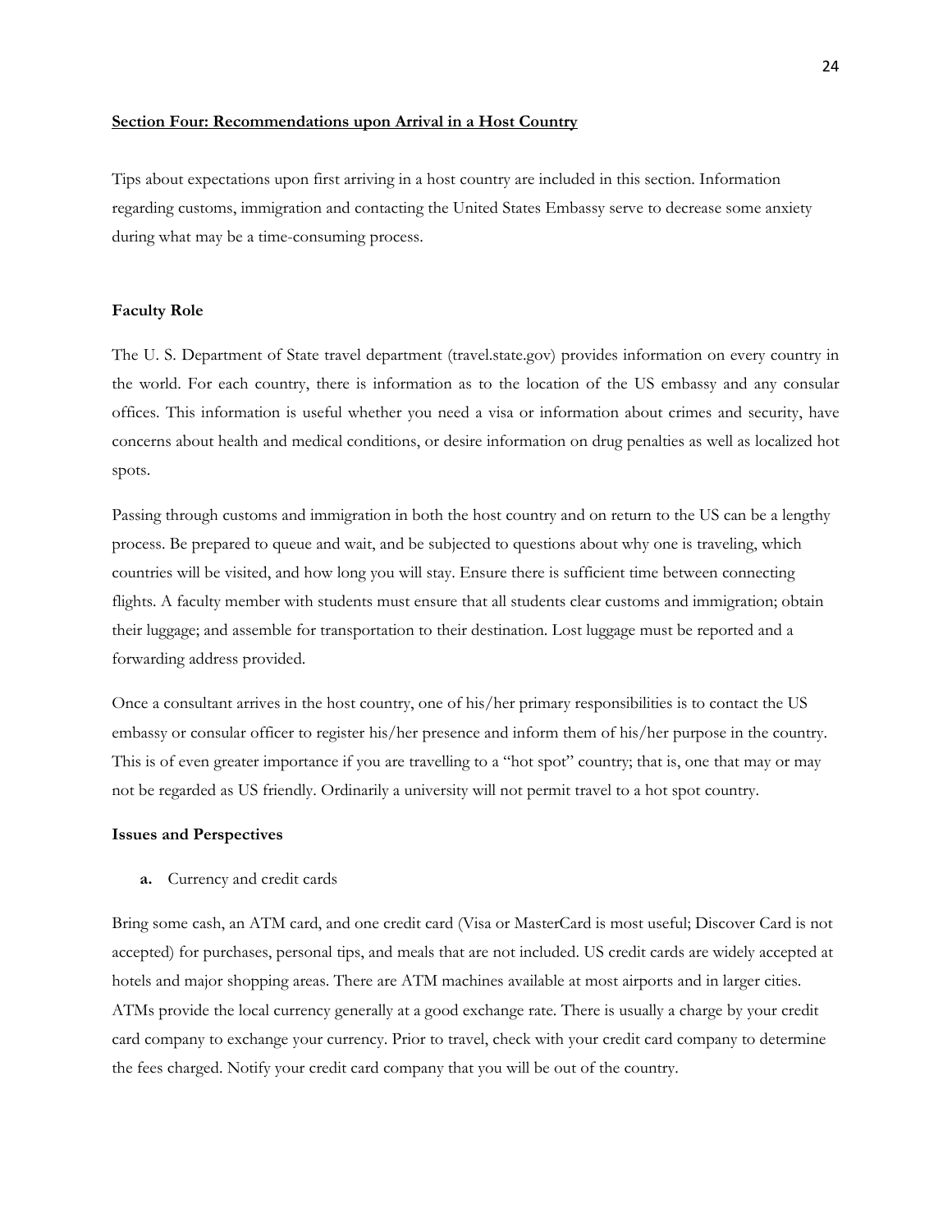**Section Four: Recommendations upon Arrival in a Host Country**

Tips about expectations upon first arriving in a host country are included in this section. Information regarding customs, immigration and contacting the United States Embassy serve to decrease some anxiety during what may be a time-consuming process.

**Faculty Role**

The U. S. Department of State travel department (travel.state.gov) provides information on every country in the world. For each country, there is information as to the location of the US embassy and any consular offices. This information is useful whether you need a visa or information about crimes and security, have concerns about health and medical conditions, or desire information on drug penalties as well as localized hot spots.

Passing through customs and immigration in both the host country and on return to the US can be a lengthy process. Be prepared to queue and wait, and be subjected to questions about why one is traveling, which countries will be visited, and how long you will stay. Ensure there is sufficient time between connecting flights. A faculty member with students must ensure that all students clear customs and immigration; obtain their luggage; and assemble for transportation to their destination. Lost luggage must be reported and a forwarding address provided.

Once a consultant arrives in the host country, one of his/her primary responsibilities is to contact the US embassy or consular officer to register his/her presence and inform them of his/her purpose in the country. This is of even greater importance if you are travelling to a "hot spot" country; that is, one that may or may not be regarded as US friendly. Ordinarily a university will not permit travel to a hot spot country.

**Issues and Perspectives**

**a.** Currency and credit cards

Bring some cash, an ATM card, and one credit card (Visa or MasterCard is most useful; Discover Card is not accepted) for purchases, personal tips, and meals that are not included. US credit cards are widely accepted at hotels and major shopping areas. There are ATM machines available at most airports and in larger cities. ATMs provide the local currency generally at a good exchange rate. There is usually a charge by your credit card company to exchange your currency. Prior to travel, check with your credit card company to determine the fees charged. Notify your credit card company that you will be out of the country.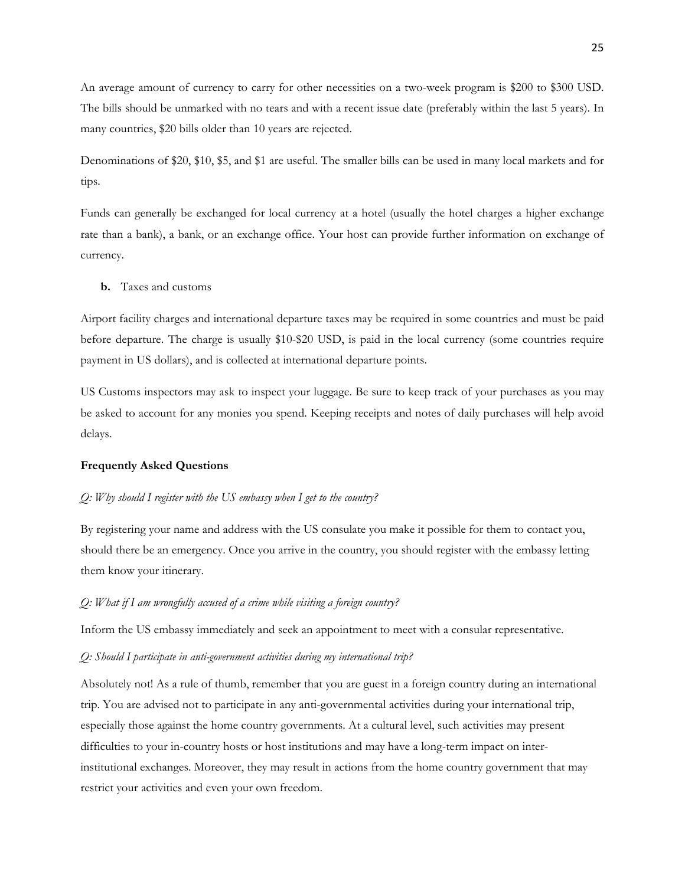An average amount of currency to carry for other necessities on a two-week program is $200 to $300 USD. The bills should be unmarked with no tears and with a recent issue date (preferably within the last 5 years). In many countries, $20 bills older than 10 years are rejected.

Denominations of $20, $10, $5, and $1 are useful. The smaller bills can be used in many local markets and for tips.

Funds can generally be exchanged for local currency at a hotel (usually the hotel charges a higher exchange rate than a bank), a bank, or an exchange office. Your host can provide further information on exchange of currency.

**b.** Taxes and customs

Airport facility charges and international departure taxes may be required in some countries and must be paid before departure. The charge is usually $10-$20 USD, is paid in the local currency (some countries require payment in US dollars), and is collected at international departure points.

US Customs inspectors may ask to inspect your luggage. Be sure to keep track of your purchases as you may be asked to account for any monies you spend. Keeping receipts and notes of daily purchases will help avoid delays.

**Frequently Asked Questions**

*Q: Why should I register with the US embassy when I get to the country?*

By registering your name and address with the US consulate you make it possible for them to contact you, should there be an emergency. Once you arrive in the country, you should register with the embassy letting them know your itinerary.

*Q: What if I am wrongfully accused of a crime while visiting a foreign country?*

Inform the US embassy immediately and seek an appointment to meet with a consular representative.

*Q: Should I participate in anti-government activities during my international trip?*

Absolutely not! As a rule of thumb, remember that you are guest in a foreign country during an international trip. You are advised not to participate in any anti-governmental activities during your international trip, especially those against the home country governments. At a cultural level, such activities may present difficulties to your in-country hosts or host institutions and may have a long-term impact on inter-institutional exchanges. Moreover, they may result in actions from the home country government that may restrict your activities and even your own freedom.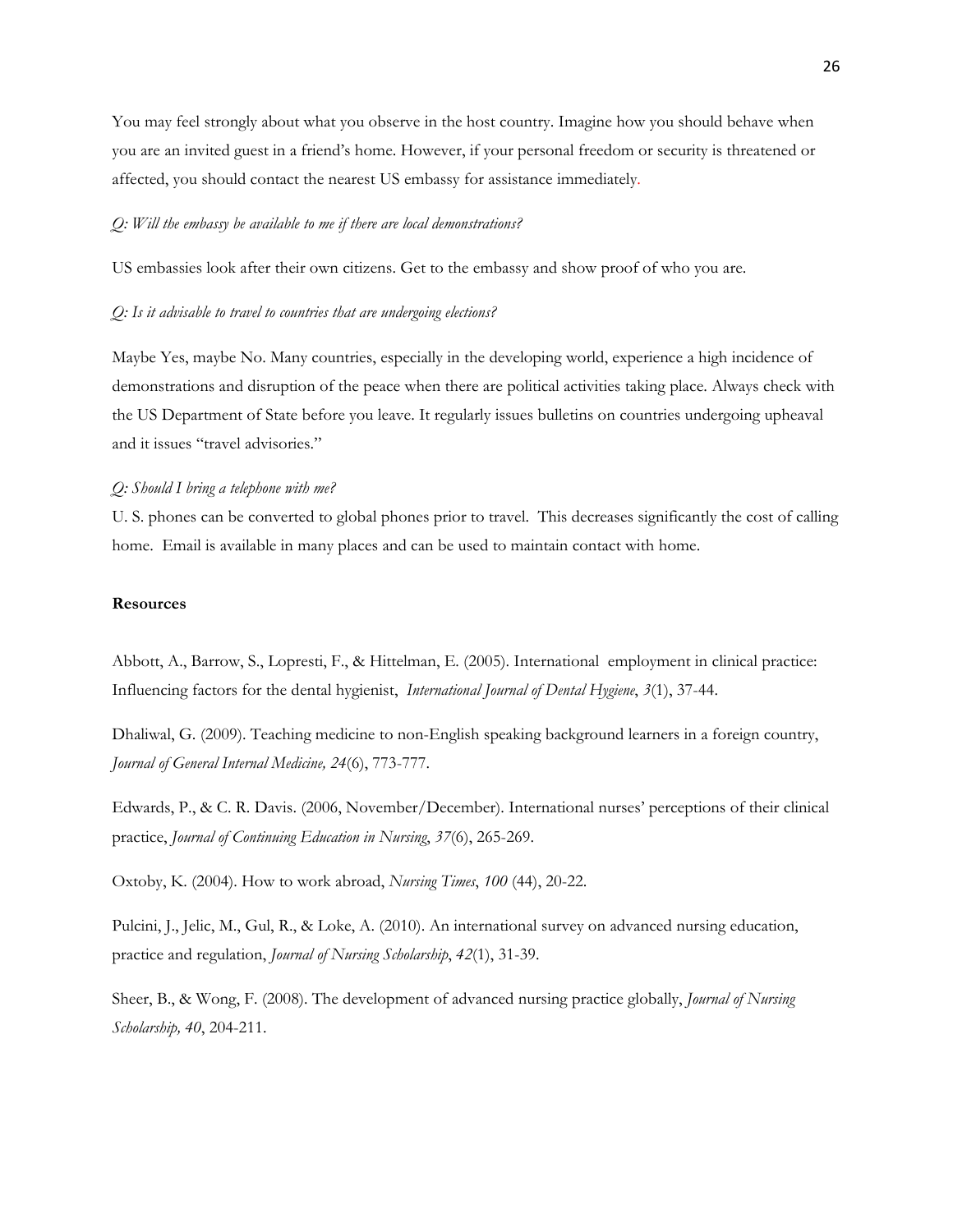You may feel strongly about what you observe in the host country. Imagine how you should behave when you are an invited guest in a friend's home. However, if your personal freedom or security is threatened or affected, you should contact the nearest US embassy for assistance immediately.

*Q: Will the embassy be available to me if there are local demonstrations?*

US embassies look after their own citizens. Get to the embassy and show proof of who you are.

*Q: Is it advisable to travel to countries that are undergoing elections?*

Maybe Yes, maybe No. Many countries, especially in the developing world, experience a high incidence of demonstrations and disruption of the peace when there are political activities taking place. Always check with the US Department of State before you leave. It regularly issues bulletins on countries undergoing upheaval and it issues "travel advisories."

*Q: Should I bring a telephone with me?*

U. S. phones can be converted to global phones prior to travel. This decreases significantly the cost of calling home. Email is available in many places and can be used to maintain contact with home.

**Resources**

Abbott, A., Barrow, S., Lopresti, F., & Hittelman, E. (2005). International employment in clinical practice: Influencing factors for the dental hygienist, *International Journal of Dental Hygiene*, *3*(1), 37-44.

Dhaliwal, G. (2009). Teaching medicine to non-English speaking background learners in a foreign country, *Journal of General Internal Medicine, 24*(6), 773-777.

Edwards, P., & C. R. Davis. (2006, November/December). International nurses' perceptions of their clinical practice, *Journal of Continuing Education in Nursing*, *37*(6), 265-269.

Oxtoby, K. (2004). How to work abroad, *Nursing Times*, *100* (44), 20-22.

Pulcini, J., Jelic, M., Gul, R., & Loke, A. (2010). An international survey on advanced nursing education, practice and regulation, *Journal of Nursing Scholarship*, *42*(1), 31-39.

Sheer, B., & Wong, F. (2008). The development of advanced nursing practice globally, *Journal of Nursing Scholarship, 40*, 204-211.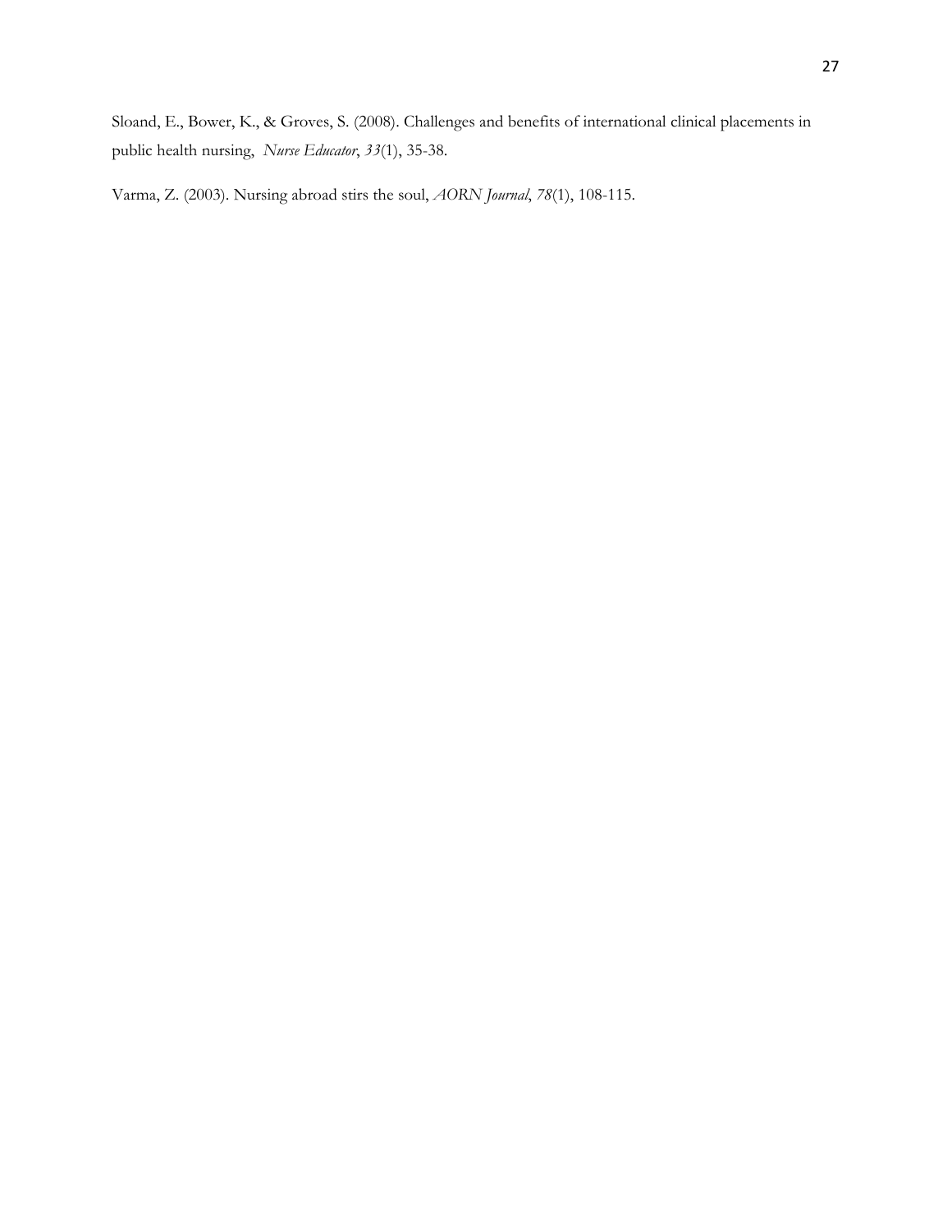Sloand, E., Bower, K., & Groves, S. (2008). Challenges and benefits of international clinical placements in public health nursing, *Nurse Educator*, *33*(1), 35-38.

Varma, Z. (2003). Nursing abroad stirs the soul, *AORN Journal*, *78*(1), 108-115.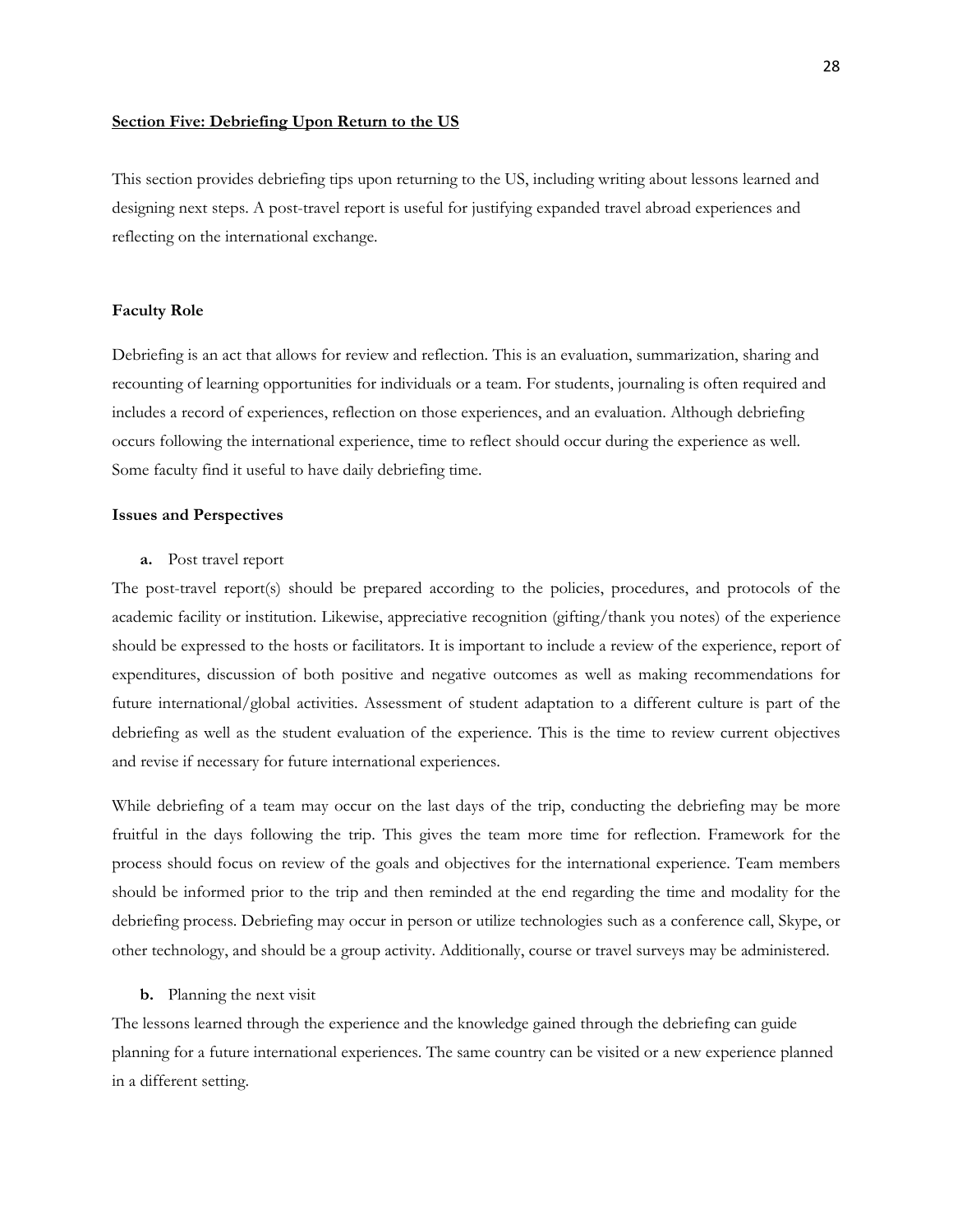## Section Five: Debriefing Upon Return to the US

This section provides debriefing tips upon returning to the US, including writing about lessons learned and designing next steps. A post-travel report is useful for justifying expanded travel abroad experiences and reflecting on the international exchange.

### Faculty Role

Debriefing is an act that allows for review and reflection. This is an evaluation, summarization, sharing and recounting of learning opportunities for individuals or a team. For students, journaling is often required and includes a record of experiences, reflection on those experiences, and an evaluation. Although debriefing occurs following the international experience, time to reflect should occur during the experience as well. Some faculty find it useful to have daily debriefing time.

### Issues and Perspectives

**a.** Post travel report

The post-travel report(s) should be prepared according to the policies, procedures, and protocols of the academic facility or institution. Likewise, appreciative recognition (gifting/thank you notes) of the experience should be expressed to the hosts or facilitators. It is important to include a review of the experience, report of expenditures, discussion of both positive and negative outcomes as well as making recommendations for future international/global activities. Assessment of student adaptation to a different culture is part of the debriefing as well as the student evaluation of the experience. This is the time to review current objectives and revise if necessary for future international experiences.

While debriefing of a team may occur on the last days of the trip, conducting the debriefing may be more fruitful in the days following the trip. This gives the team more time for reflection. Framework for the process should focus on review of the goals and objectives for the international experience. Team members should be informed prior to the trip and then reminded at the end regarding the time and modality for the debriefing process. Debriefing may occur in person or utilize technologies such as a conference call, Skype, or other technology, and should be a group activity. Additionally, course or travel surveys may be administered.

**b.** Planning the next visit

The lessons learned through the experience and the knowledge gained through the debriefing can guide planning for a future international experiences. The same country can be visited or a new experience planned in a different setting.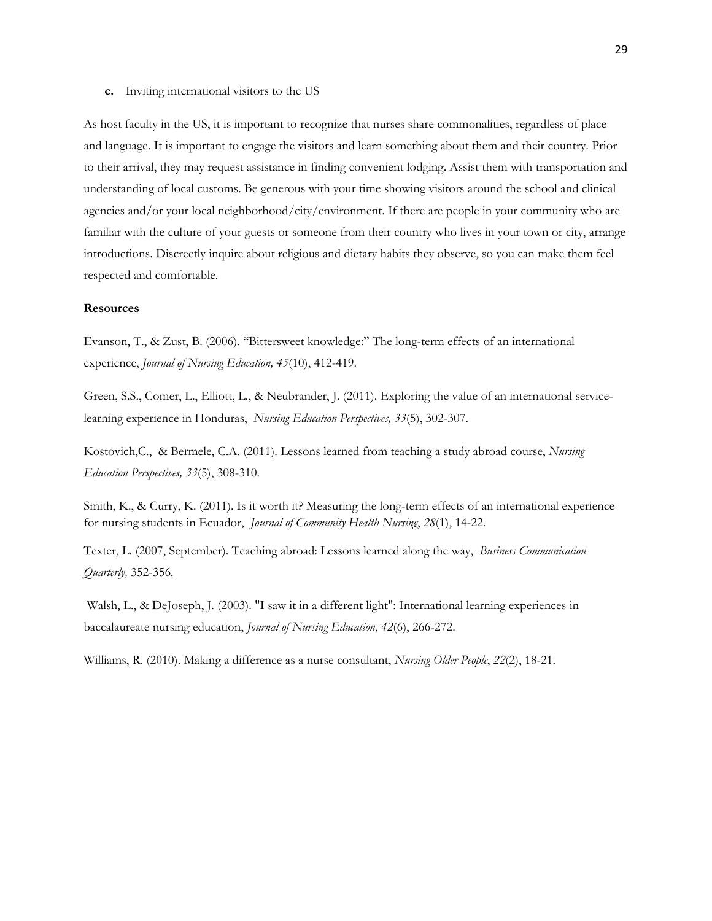**c.** Inviting international visitors to the US

As host faculty in the US, it is important to recognize that nurses share commonalities, regardless of place and language. It is important to engage the visitors and learn something about them and their country. Prior to their arrival, they may request assistance in finding convenient lodging. Assist them with transportation and understanding of local customs. Be generous with your time showing visitors around the school and clinical agencies and/or your local neighborhood/city/environment. If there are people in your community who are familiar with the culture of your guests or someone from their country who lives in your town or city, arrange introductions. Discreetly inquire about religious and dietary habits they observe, so you can make them feel respected and comfortable.

**Resources**

Evanson, T., & Zust, B. (2006). "Bittersweet knowledge:" The long-term effects of an international experience, *Journal of Nursing Education, 45*(10), 412-419.

Green, S.S., Comer, L., Elliott, L., & Neubrander, J. (2011). Exploring the value of an international service-learning experience in Honduras, *Nursing Education Perspectives, 33*(5), 302-307.

Kostovich,C., & Bermele, C.A. (2011). Lessons learned from teaching a study abroad course, *Nursing Education Perspectives, 33*(5), 308-310.

Smith, K., & Curry, K. (2011). Is it worth it? Measuring the long-term effects of an international experience for nursing students in Ecuador, *Journal of Community Health Nursing*, *28*(1), 14-22.

Texter, L. (2007, September). Teaching abroad: Lessons learned along the way, *Business Communication Quarterly,* 352-356.

Walsh, L., & DeJoseph, J. (2003). "I saw it in a different light": International learning experiences in baccalaureate nursing education, *Journal of Nursing Education*, *42*(6), 266-272.

Williams, R. (2010). Making a difference as a nurse consultant, *Nursing Older People*, *22*(2), 18-21.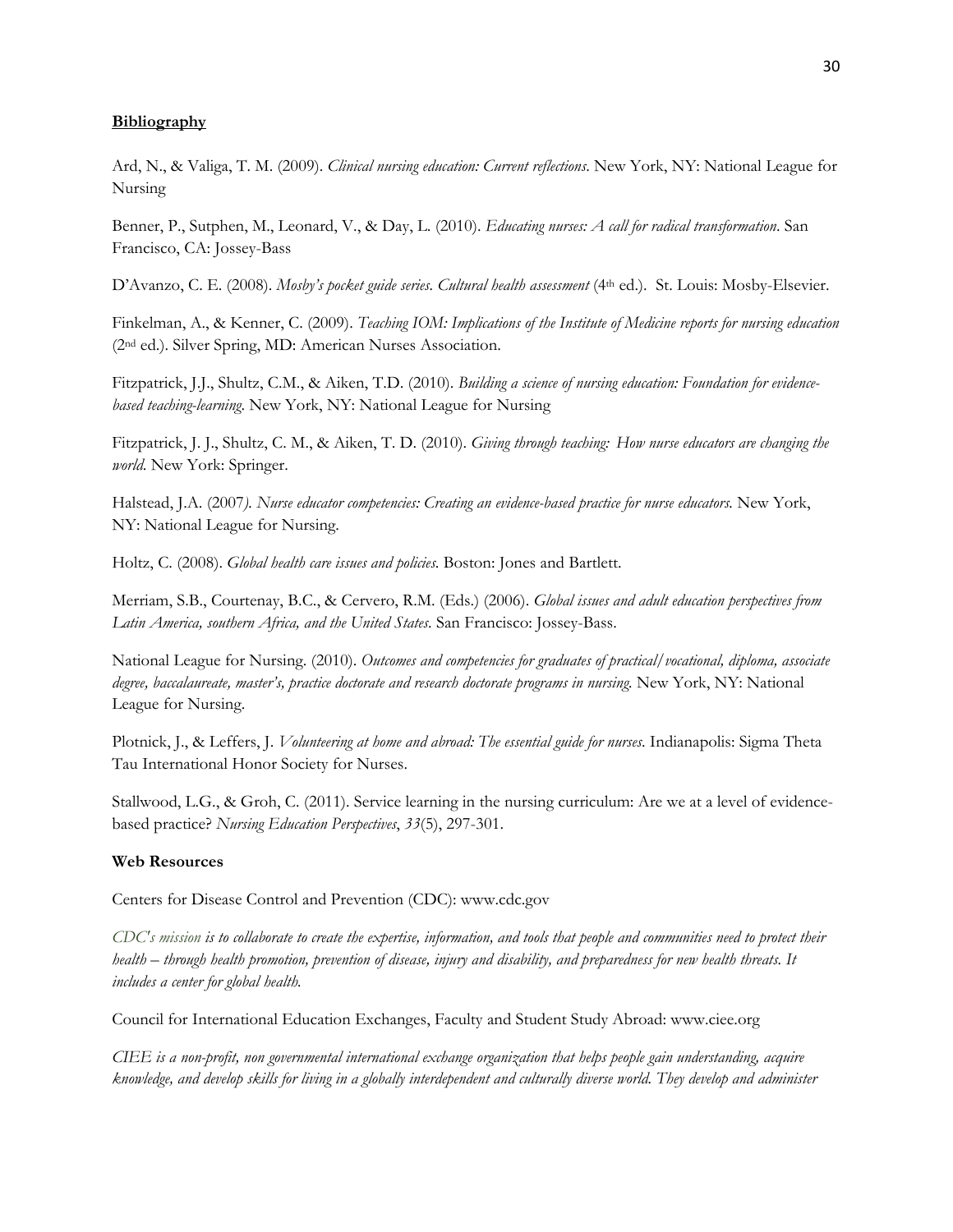**Bibliography**

Ard, N., & Valiga, T. M. (2009). *Clinical nursing education: Current reflections*. New York, NY: National League for Nursing

Benner, P., Sutphen, M., Leonard, V., & Day, L. (2010). *Educating nurses: A call for radical transformation*. San Francisco, CA: Jossey-Bass

D'Avanzo, C. E. (2008). *Mosby's pocket guide series. Cultural health assessment* (4th ed.). St. Louis: Mosby-Elsevier.

Finkelman, A., & Kenner, C. (2009). *Teaching IOM: Implications of the Institute of Medicine reports for nursing education* (2nd ed.). Silver Spring, MD: American Nurses Association.

Fitzpatrick, J.J., Shultz, C.M., & Aiken, T.D. (2010). *Building a science of nursing education: Foundation for evidence-based teaching-learning.* New York, NY: National League for Nursing

Fitzpatrick, J. J., Shultz, C. M., & Aiken, T. D. (2010). *Giving through teaching: How nurse educators are changing the world.* New York: Springer.

Halstead, J.A. (2007*). Nurse educator competencies: Creating an evidence-based practice for nurse educators.* New York, NY: National League for Nursing.

Holtz, C. (2008). *Global health care issues and policies.* Boston: Jones and Bartlett.

Merriam, S.B., Courtenay, B.C., & Cervero, R.M. (Eds.) (2006). *Global issues and adult education perspectives from Latin America, southern Africa, and the United States.* San Francisco: Jossey-Bass.

National League for Nursing. (2010). *Outcomes and competencies for graduates of practical/vocational, diploma, associate degree, baccalaureate, master's, practice doctorate and research doctorate programs in nursing.* New York, NY: National League for Nursing.

Plotnick, J., & Leffers, J. *Volunteering at home and abroad: The essential guide for nurses.* Indianapolis: Sigma Theta Tau International Honor Society for Nurses.

Stallwood, L.G., & Groh, C. (2011). Service learning in the nursing curriculum: Are we at a level of evidence-based practice? *Nursing Education Perspectives*, *33*(5), 297-301.

**Web Resources**

Centers for Disease Control and Prevention (CDC): www.cdc.gov

*CDC's mission is to collaborate to create the expertise, information, and tools that people and communities need to protect their health – through health promotion, prevention of disease, injury and disability, and preparedness for new health threats. It includes a center for global health.*

Council for International Education Exchanges, Faculty and Student Study Abroad: www.ciee.org

*CIEE is a non-profit, non governmental international exchange organization that helps people gain understanding, acquire knowledge, and develop skills for living in a globally interdependent and culturally diverse world. They develop and administer*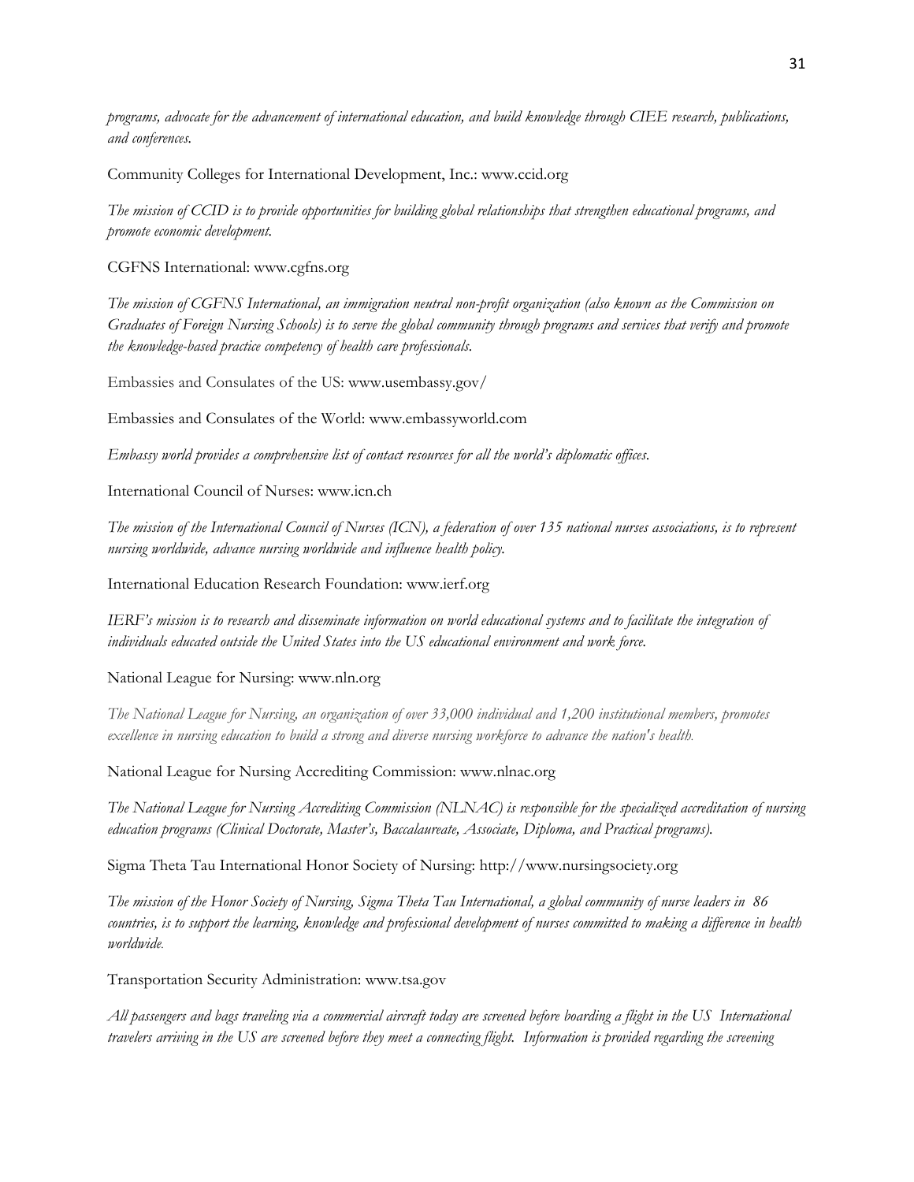*programs, advocate for the advancement of international education, and build knowledge through CIEE research, publications, and conferences.*

Community Colleges for International Development, Inc.: www.ccid.org

*The mission of CCID is to provide opportunities for building global relationships that strengthen educational programs, and promote economic development.*

CGFNS International: www.cgfns.org

*The mission of CGFNS International, an immigration neutral non-profit organization (also known as the Commission on Graduates of Foreign Nursing Schools) is to serve the global community through programs and services that verify and promote the knowledge-based practice competency of health care professionals.*

Embassies and Consulates of the US: www.usembassy.gov/

Embassies and Consulates of the World: www.embassyworld.com

*Embassy world provides a comprehensive list of contact resources for all the world's diplomatic offices.*

International Council of Nurses: www.icn.ch

*The mission of the International Council of Nurses (ICN), a federation of over 135 national nurses associations, is to represent nursing worldwide, advance nursing worldwide and influence health policy.*

International Education Research Foundation: www.ierf.org

*IERF's mission is to research and disseminate information on world educational systems and to facilitate the integration of individuals educated outside the United States into the US educational environment and work force.*

National League for Nursing: www.nln.org

*The National League for Nursing, an organization of over 33,000 individual and 1,200 institutional members, promotes excellence in nursing education to build a strong and diverse nursing workforce to advance the nation's health.*

National League for Nursing Accrediting Commission: www.nlnac.org

*The National League for Nursing Accrediting Commission (NLNAC) is responsible for the specialized accreditation of nursing education programs (Clinical Doctorate, Master's, Baccalaureate, Associate, Diploma, and Practical programs).*

Sigma Theta Tau International Honor Society of Nursing: http://www.nursingsociety.org

*The mission of the Honor Society of Nursing, Sigma Theta Tau International, a global community of nurse leaders in 86 countries, is to support the learning, knowledge and professional development of nurses committed to making a difference in health worldwide.*

Transportation Security Administration: www.tsa.gov

*All passengers and bags traveling via a commercial aircraft today are screened before boarding a flight in the US International travelers arriving in the US are screened before they meet a connecting flight. Information is provided regarding the screening*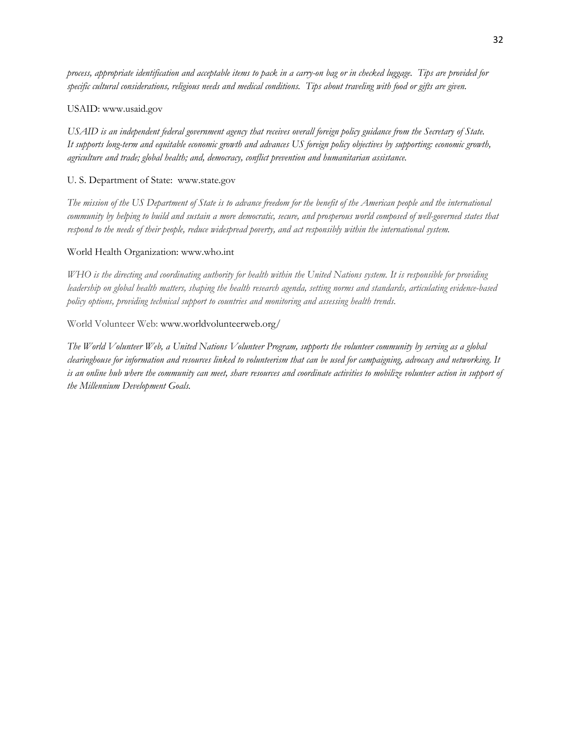*process, appropriate identification and acceptable items to pack in a carry-on bag or in checked luggage. Tips are provided for specific cultural considerations, religious needs and medical conditions. Tips about traveling with food or gifts are given.*

USAID: www.usaid.gov

*USAID is an independent federal government agency that receives overall foreign policy guidance from the Secretary of State. It supports long-term and equitable economic growth and advances US foreign policy objectives by supporting: economic growth, agriculture and trade; global health; and, democracy, conflict prevention and humanitarian assistance.*

U. S. Department of State: www.state.gov

*The mission of the US Department of State is to advance freedom for the benefit of the American people and the international community by helping to build and sustain a more democratic, secure, and prosperous world composed of well-governed states that respond to the needs of their people, reduce widespread poverty, and act responsibly within the international system.*

World Health Organization: www.who.int

*WHO is the directing and coordinating authority for health within the United Nations system. It is responsible for providing leadership on global health matters, shaping the health research agenda, setting norms and standards, articulating evidence-based policy options, providing technical support to countries and monitoring and assessing health trends.*

World Volunteer Web: www.worldvolunteerweb.org/

*The World Volunteer Web, a United Nations Volunteer Program, supports the volunteer community by serving as a global clearinghouse for information and resources linked to volunteerism that can be used for campaigning, advocacy and networking. It is an online hub where the community can meet, share resources and coordinate activities to mobilize volunteer action in support of the Millennium Development Goals.*